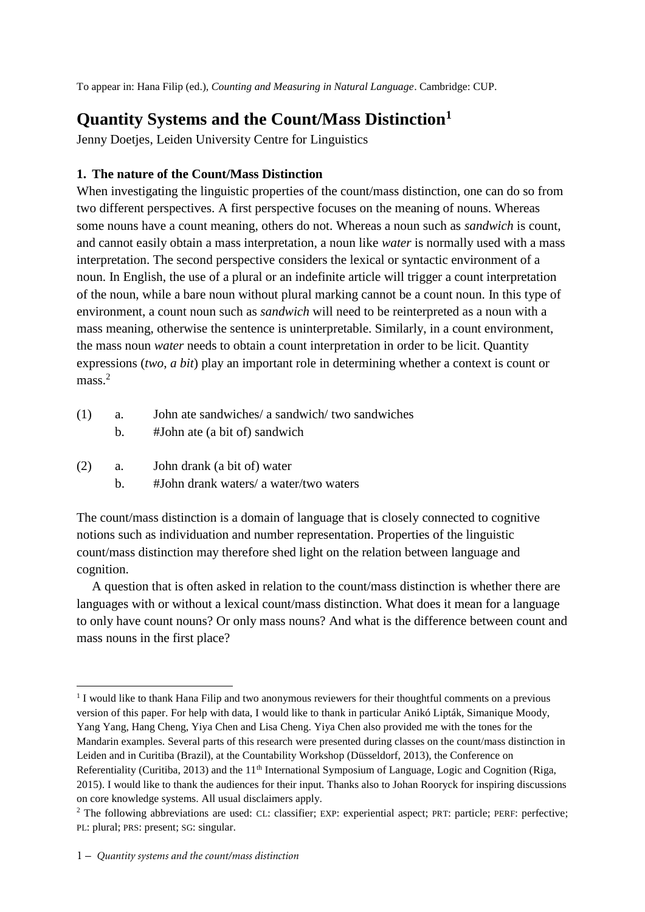To appear in: Hana Filip (ed.), *Counting and Measuring in Natural Language*. Cambridge: CUP.

# Quantity Systems and the Count/Mass Distinction[1]

Jenny Doetjes, Leiden University Centre for Linguistics

## 1. The nature of the Count/Mass Distinction

When investigating the linguistic properties of the count/mass distinction, one can do so from two different perspectives. A first perspective focuses on the meaning of nouns. Whereas some nouns have a count meaning, others do not. Whereas a noun such as *sandwich* is count, and cannot easily obtain a mass interpretation, a noun like *water* is normally used with a mass interpretation. The second perspective considers the lexical or syntactic environment of a noun. In English, the use of a plural or an indefinite article will trigger a count interpretation of the noun, while a bare noun without plural marking cannot be a count noun. In this type of environment, a count noun such as *sandwich* will need to be reinterpreted as a noun with a mass meaning, otherwise the sentence is uninterpretable. Similarly, in a count environment, the mass noun *water* needs to obtain a count interpretation in order to be licit. Quantity expressions (*two*, *a bit*) play an important role in determining whether a context is count or mass.[2]

(1) a. John ate sandwiches/ a sandwich/ two sandwiches
 b. #John ate (a bit of) sandwich

(2) a. John drank (a bit of) water
 b. #John drank waters/ a water/two waters

The count/mass distinction is a domain of language that is closely connected to cognitive notions such as individuation and number representation. Properties of the linguistic count/mass distinction may therefore shed light on the relation between language and cognition.

A question that is often asked in relation to the count/mass distinction is whether there are languages with or without a lexical count/mass distinction. What does it mean for a language to only have count nouns? Or only mass nouns? And what is the difference between count and mass nouns in the first place?

---

[1] I would like to thank Hana Filip and two anonymous reviewers for their thoughtful comments on a previous version of this paper. For help with data, I would like to thank in particular Anikó Lipták, Simanique Moody, Yang Yang, Hang Cheng, Yiya Chen and Lisa Cheng. Yiya Chen also provided me with the tones for the Mandarin examples. Several parts of this research were presented during classes on the count/mass distinction in Leiden and in Curitiba (Brazil), at the Countability Workshop (Düsseldorf, 2013), the Conference on Referentiality (Curitiba, 2013) and the 11th International Symposium of Language, Logic and Cognition (Riga, 2015). I would like to thank the audiences for their input. Thanks also to Johan Rooryck for inspiring discussions on core knowledge systems. All usual disclaimers apply.

[2] The following abbreviations are used: CL: classifier; EXP: experiential aspect; PRT: particle; PERF: perfective; PL: plural; PRS: present; SG: singular.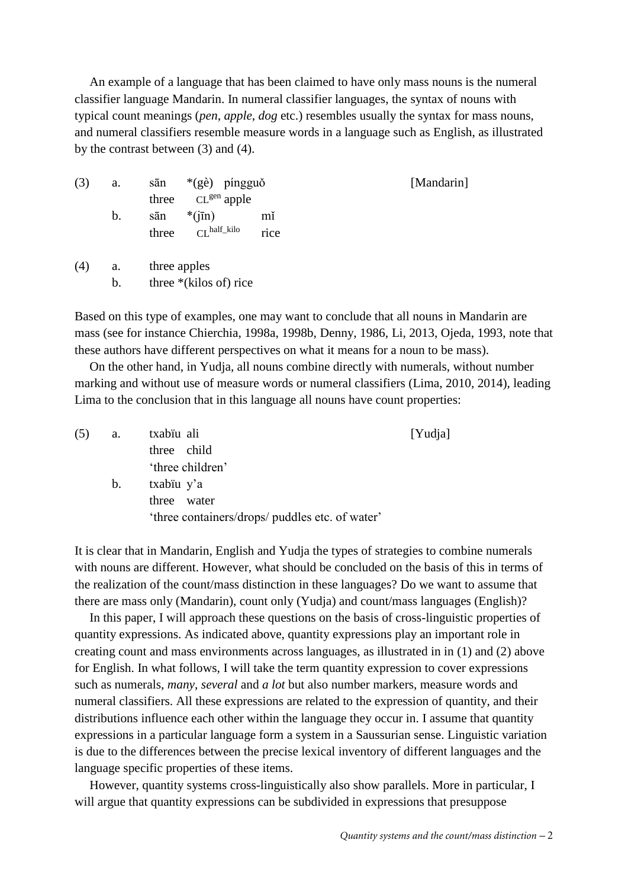An example of a language that has been claimed to have only mass nouns is the numeral classifier language Mandarin. In numeral classifier languages, the syntax of nouns with typical count meanings (*pen*, *apple*, *dog* etc.) resembles usually the syntax for mass nouns, and numeral classifiers resemble measure words in a language such as English, as illustrated by the contrast between (3) and (4).

(3) a. sān *(gè) píngguǒ [Mandarin]
   three CL^gen apple
 b. sān *(jīn) mǐ
   three CL^half_kilo rice

(4) a. three apples
 b. three *(kilos of) rice

Based on this type of examples, one may want to conclude that all nouns in Mandarin are mass (see for instance Chierchia, 1998a, 1998b, Denny, 1986, Li, 2013, Ojeda, 1993, note that these authors have different perspectives on what it means for a noun to be mass).

On the other hand, in Yudja, all nouns combine directly with numerals, without number marking and without use of measure words or numeral classifiers (Lima, 2010, 2014), leading Lima to the conclusion that in this language all nouns have count properties:

(5) a. txabïu ali [Yudja]
   three child
   'three children'
 b. txabïu y'a
   three water
   'three containers/drops/ puddles etc. of water'

It is clear that in Mandarin, English and Yudja the types of strategies to combine numerals with nouns are different. However, what should be concluded on the basis of this in terms of the realization of the count/mass distinction in these languages? Do we want to assume that there are mass only (Mandarin), count only (Yudja) and count/mass languages (English)?

In this paper, I will approach these questions on the basis of cross-linguistic properties of quantity expressions. As indicated above, quantity expressions play an important role in creating count and mass environments across languages, as illustrated in in (1) and (2) above for English. In what follows, I will take the term quantity expression to cover expressions such as numerals, *many*, *several* and *a lot* but also number markers, measure words and numeral classifiers. All these expressions are related to the expression of quantity, and their distributions influence each other within the language they occur in. I assume that quantity expressions in a particular language form a system in a Saussurian sense. Linguistic variation is due to the differences between the precise lexical inventory of different languages and the language specific properties of these items.

However, quantity systems cross-linguistically also show parallels. More in particular, I will argue that quantity expressions can be subdivided in expressions that presuppose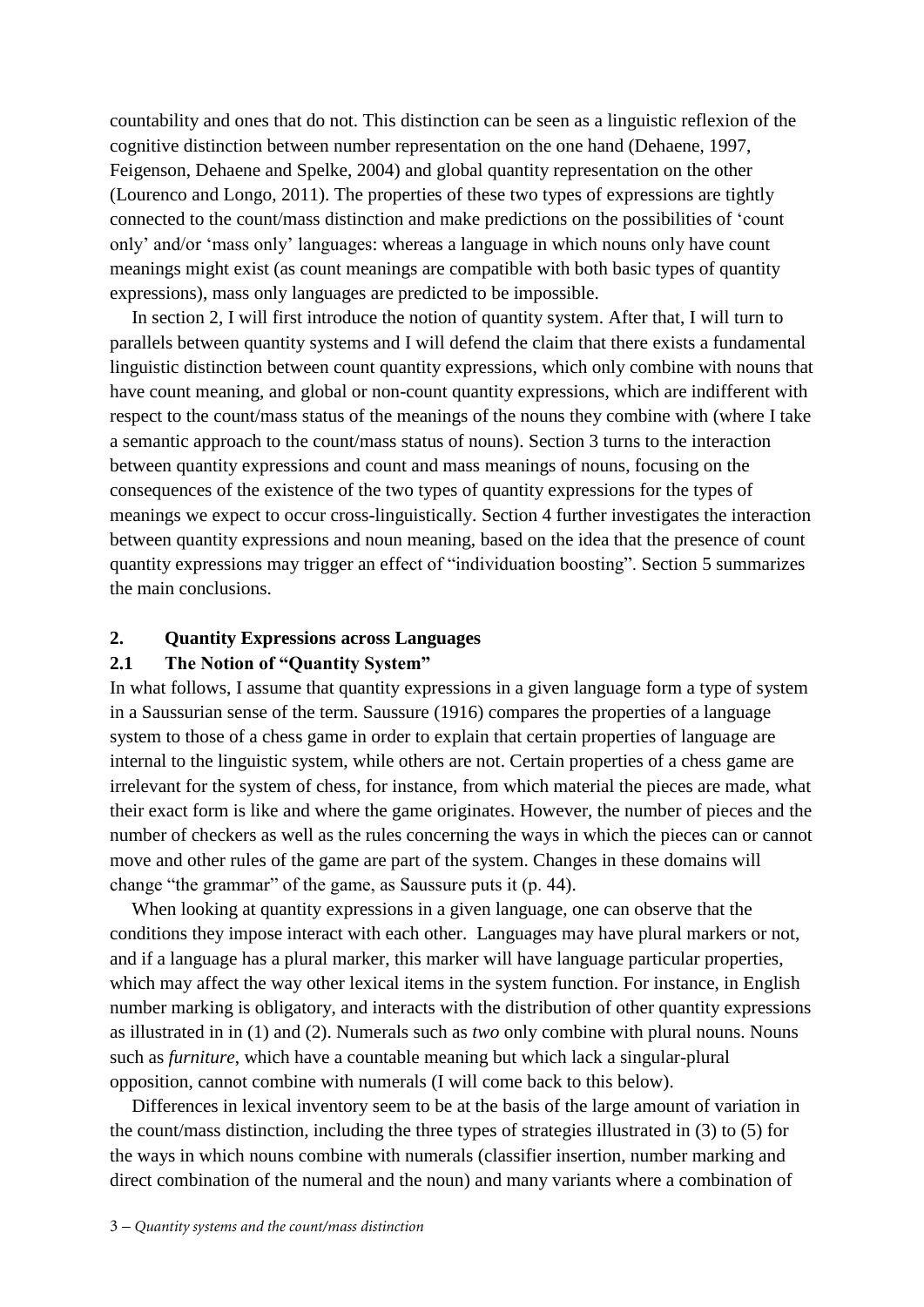countability and ones that do not. This distinction can be seen as a linguistic reflexion of the cognitive distinction between number representation on the one hand (Dehaene, 1997, Feigenson, Dehaene and Spelke, 2004) and global quantity representation on the other (Lourenco and Longo, 2011). The properties of these two types of expressions are tightly connected to the count/mass distinction and make predictions on the possibilities of 'count only' and/or 'mass only' languages: whereas a language in which nouns only have count meanings might exist (as count meanings are compatible with both basic types of quantity expressions), mass only languages are predicted to be impossible.

In section 2, I will first introduce the notion of quantity system. After that, I will turn to parallels between quantity systems and I will defend the claim that there exists a fundamental linguistic distinction between count quantity expressions, which only combine with nouns that have count meaning, and global or non-count quantity expressions, which are indifferent with respect to the count/mass status of the meanings of the nouns they combine with (where I take a semantic approach to the count/mass status of nouns). Section 3 turns to the interaction between quantity expressions and count and mass meanings of nouns, focusing on the consequences of the existence of the two types of quantity expressions for the types of meanings we expect to occur cross-linguistically. Section 4 further investigates the interaction between quantity expressions and noun meaning, based on the idea that the presence of count quantity expressions may trigger an effect of "individuation boosting". Section 5 summarizes the main conclusions.

## 2. Quantity Expressions across Languages

### 2.1 The Notion of "Quantity System"

In what follows, I assume that quantity expressions in a given language form a type of system in a Saussurian sense of the term. Saussure (1916) compares the properties of a language system to those of a chess game in order to explain that certain properties of language are internal to the linguistic system, while others are not. Certain properties of a chess game are irrelevant for the system of chess, for instance, from which material the pieces are made, what their exact form is like and where the game originates. However, the number of pieces and the number of checkers as well as the rules concerning the ways in which the pieces can or cannot move and other rules of the game are part of the system. Changes in these domains will change "the grammar" of the game, as Saussure puts it (p. 44).

When looking at quantity expressions in a given language, one can observe that the conditions they impose interact with each other. Languages may have plural markers or not, and if a language has a plural marker, this marker will have language particular properties, which may affect the way other lexical items in the system function. For instance, in English number marking is obligatory, and interacts with the distribution of other quantity expressions as illustrated in in (1) and (2). Numerals such as *two* only combine with plural nouns. Nouns such as *furniture*, which have a countable meaning but which lack a singular-plural opposition, cannot combine with numerals (I will come back to this below).

Differences in lexical inventory seem to be at the basis of the large amount of variation in the count/mass distinction, including the three types of strategies illustrated in (3) to (5) for the ways in which nouns combine with numerals (classifier insertion, number marking and direct combination of the numeral and the noun) and many variants where a combination of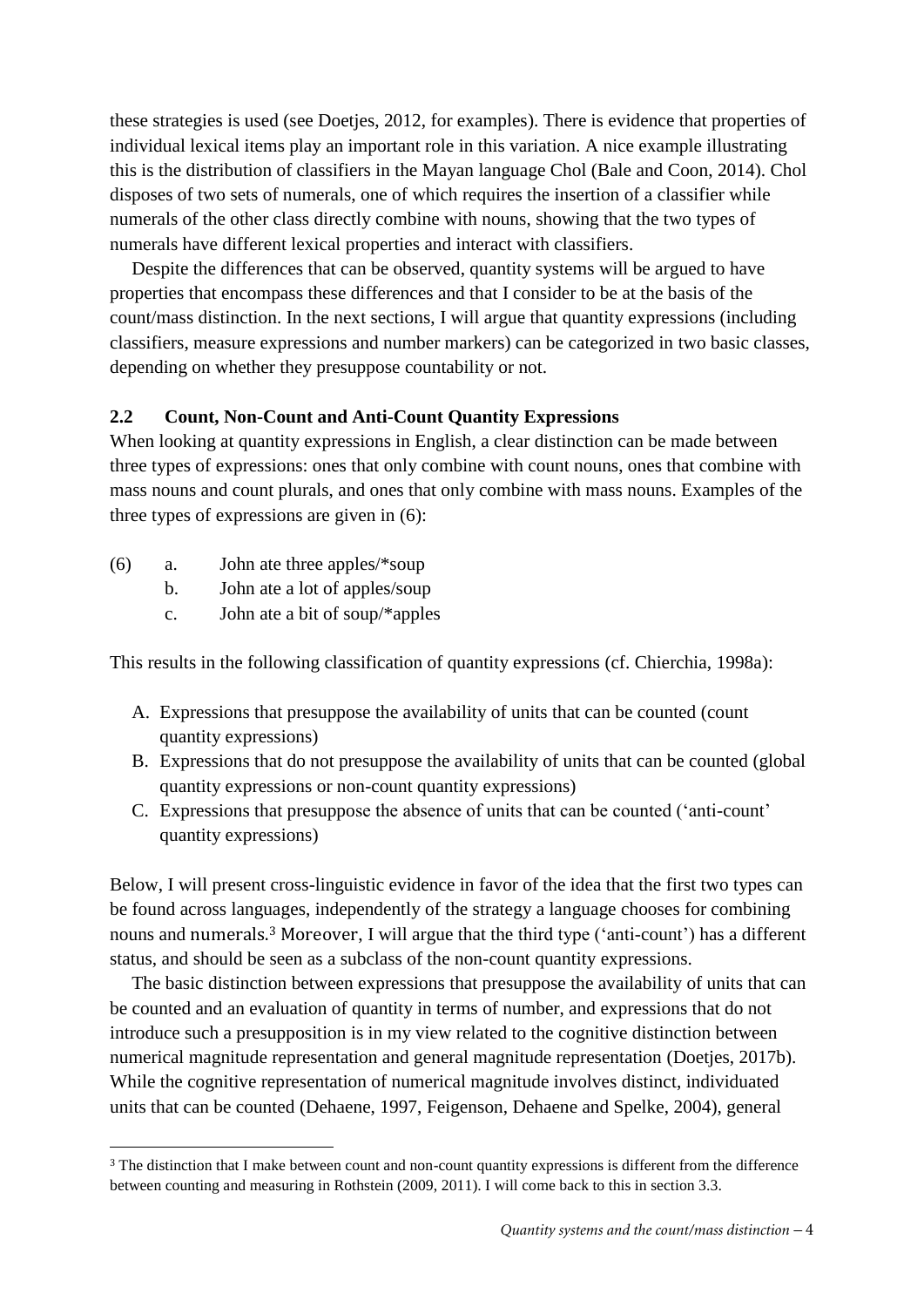these strategies is used (see Doetjes, 2012, for examples). There is evidence that properties of individual lexical items play an important role in this variation. A nice example illustrating this is the distribution of classifiers in the Mayan language Chol (Bale and Coon, 2014). Chol disposes of two sets of numerals, one of which requires the insertion of a classifier while numerals of the other class directly combine with nouns, showing that the two types of numerals have different lexical properties and interact with classifiers.

Despite the differences that can be observed, quantity systems will be argued to have properties that encompass these differences and that I consider to be at the basis of the count/mass distinction. In the next sections, I will argue that quantity expressions (including classifiers, measure expressions and number markers) can be categorized in two basic classes, depending on whether they presuppose countability or not.

### 2.2 Count, Non-Count and Anti-Count Quantity Expressions

When looking at quantity expressions in English, a clear distinction can be made between three types of expressions: ones that only combine with count nouns, ones that combine with mass nouns and count plurals, and ones that only combine with mass nouns. Examples of the three types of expressions are given in (6):

(6) a. John ate three apples/*soup
    b. John ate a lot of apples/soup
    c. John ate a bit of soup/*apples

This results in the following classification of quantity expressions (cf. Chierchia, 1998a):

A. Expressions that presuppose the availability of units that can be counted (count quantity expressions)
B. Expressions that do not presuppose the availability of units that can be counted (global quantity expressions or non-count quantity expressions)
C. Expressions that presuppose the absence of units that can be counted ('anti-count' quantity expressions)

Below, I will present cross-linguistic evidence in favor of the idea that the first two types can be found across languages, independently of the strategy a language chooses for combining nouns and numerals.[3] Moreover, I will argue that the third type ('anti-count') has a different status, and should be seen as a subclass of the non-count quantity expressions.

The basic distinction between expressions that presuppose the availability of units that can be counted and an evaluation of quantity in terms of number, and expressions that do not introduce such a presupposition is in my view related to the cognitive distinction between numerical magnitude representation and general magnitude representation (Doetjes, 2017b). While the cognitive representation of numerical magnitude involves distinct, individuated units that can be counted (Dehaene, 1997, Feigenson, Dehaene and Spelke, 2004), general

[3] The distinction that I make between count and non-count quantity expressions is different from the difference between counting and measuring in Rothstein (2009, 2011). I will come back to this in section 3.3.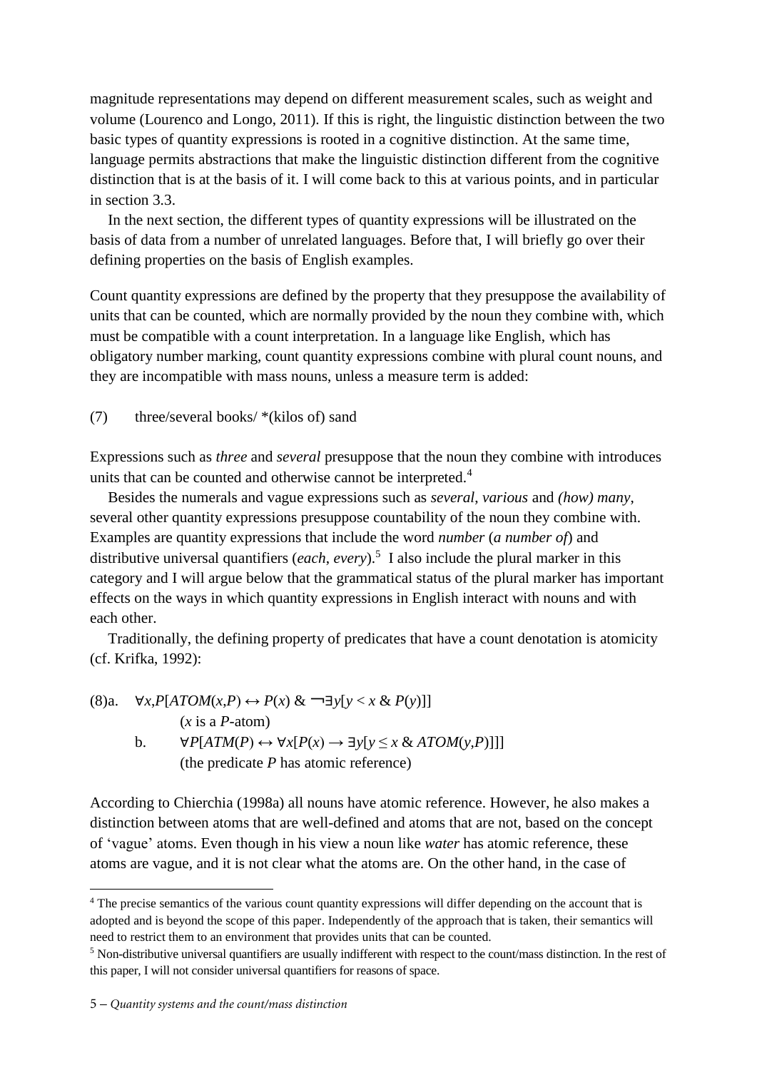magnitude representations may depend on different measurement scales, such as weight and volume (Lourenco and Longo, 2011). If this is right, the linguistic distinction between the two basic types of quantity expressions is rooted in a cognitive distinction. At the same time, language permits abstractions that make the linguistic distinction different from the cognitive distinction that is at the basis of it. I will come back to this at various points, and in particular in section 3.3.

In the next section, the different types of quantity expressions will be illustrated on the basis of data from a number of unrelated languages. Before that, I will briefly go over their defining properties on the basis of English examples.

Count quantity expressions are defined by the property that they presuppose the availability of units that can be counted, which are normally provided by the noun they combine with, which must be compatible with a count interpretation. In a language like English, which has obligatory number marking, count quantity expressions combine with plural count nouns, and they are incompatible with mass nouns, unless a measure term is added:

(7) three/several books/ *(kilos of) sand

Expressions such as *three* and *several* presuppose that the noun they combine with introduces units that can be counted and otherwise cannot be interpreted.[4]

Besides the numerals and vague expressions such as *several*, *various* and *(how) many*, several other quantity expressions presuppose countability of the noun they combine with. Examples are quantity expressions that include the word *number* (*a number of*) and distributive universal quantifiers (*each*, *every*).[5] I also include the plural marker in this category and I will argue below that the grammatical status of the plural marker has important effects on the ways in which quantity expressions in English interact with nouns and with each other.

Traditionally, the defining property of predicates that have a count denotation is atomicity (cf. Krifka, 1992):

(8)a. $\forall x,P[ATOM(x,P) \leftrightarrow P(x)\ \&\ \neg\exists y[y < x\ \&\ P(y)]]$
(*x* is a *P*-atom)

b. $\forall P[ATM(P) \leftrightarrow \forall x[P(x) \rightarrow \exists y[y \leq x\ \&\ ATOM(y,P)]]]$
(the predicate *P* has atomic reference)

According to Chierchia (1998a) all nouns have atomic reference. However, he also makes a distinction between atoms that are well-defined and atoms that are not, based on the concept of 'vague' atoms. Even though in his view a noun like *water* has atomic reference, these atoms are vague, and it is not clear what the atoms are. On the other hand, in the case of

[4] The precise semantics of the various count quantity expressions will differ depending on the account that is adopted and is beyond the scope of this paper. Independently of the approach that is taken, their semantics will need to restrict them to an environment that provides units that can be counted.

[5] Non-distributive universal quantifiers are usually indifferent with respect to the count/mass distinction. In the rest of this paper, I will not consider universal quantifiers for reasons of space.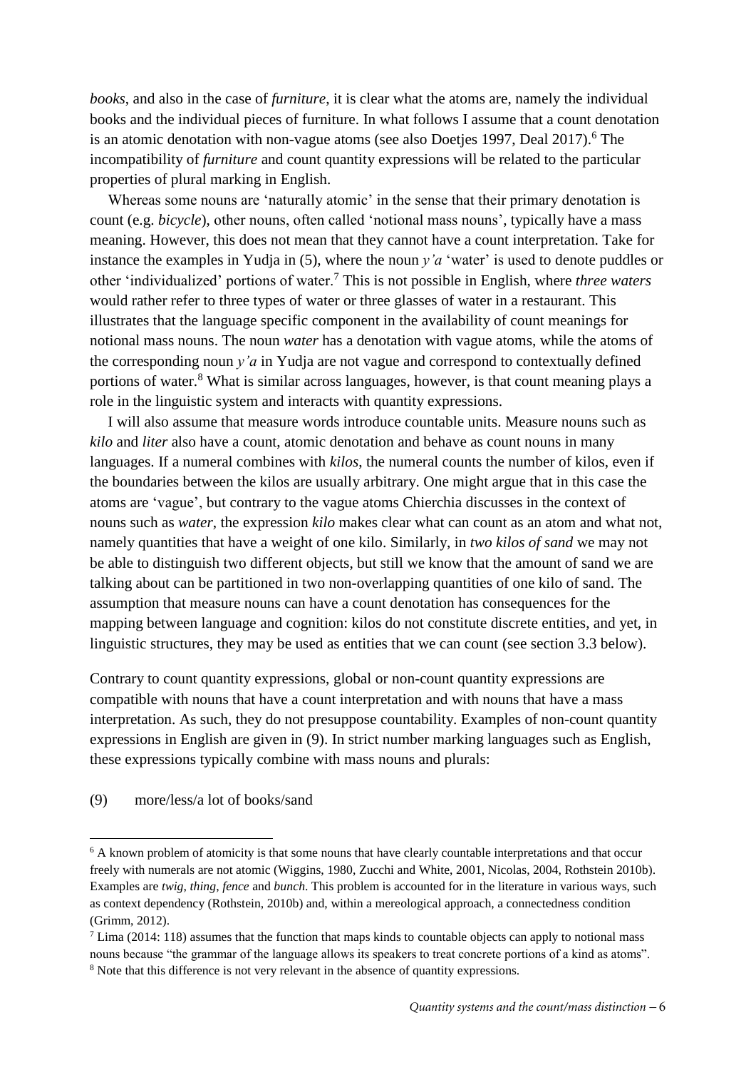*books*, and also in the case of *furniture*, it is clear what the atoms are, namely the individual books and the individual pieces of furniture. In what follows I assume that a count denotation is an atomic denotation with non-vague atoms (see also Doetjes 1997, Deal 2017).[6] The incompatibility of *furniture* and count quantity expressions will be related to the particular properties of plural marking in English.

Whereas some nouns are 'naturally atomic' in the sense that their primary denotation is count (e.g. *bicycle*), other nouns, often called 'notional mass nouns', typically have a mass meaning. However, this does not mean that they cannot have a count interpretation. Take for instance the examples in Yudja in (5), where the noun *y'a* 'water' is used to denote puddles or other 'individualized' portions of water.[7] This is not possible in English, where *three waters* would rather refer to three types of water or three glasses of water in a restaurant. This illustrates that the language specific component in the availability of count meanings for notional mass nouns. The noun *water* has a denotation with vague atoms, while the atoms of the corresponding noun *y'a* in Yudja are not vague and correspond to contextually defined portions of water.[8] What is similar across languages, however, is that count meaning plays a role in the linguistic system and interacts with quantity expressions.

I will also assume that measure words introduce countable units. Measure nouns such as *kilo* and *liter* also have a count, atomic denotation and behave as count nouns in many languages. If a numeral combines with *kilos*, the numeral counts the number of kilos, even if the boundaries between the kilos are usually arbitrary. One might argue that in this case the atoms are 'vague', but contrary to the vague atoms Chierchia discusses in the context of nouns such as *water*, the expression *kilo* makes clear what can count as an atom and what not, namely quantities that have a weight of one kilo. Similarly, in *two kilos of sand* we may not be able to distinguish two different objects, but still we know that the amount of sand we are talking about can be partitioned in two non-overlapping quantities of one kilo of sand. The assumption that measure nouns can have a count denotation has consequences for the mapping between language and cognition: kilos do not constitute discrete entities, and yet, in linguistic structures, they may be used as entities that we can count (see section 3.3 below).

Contrary to count quantity expressions, global or non-count quantity expressions are compatible with nouns that have a count interpretation and with nouns that have a mass interpretation. As such, they do not presuppose countability. Examples of non-count quantity expressions in English are given in (9). In strict number marking languages such as English, these expressions typically combine with mass nouns and plurals:

(9) more/less/a lot of books/sand

---

[6] A known problem of atomicity is that some nouns that have clearly countable interpretations and that occur freely with numerals are not atomic (Wiggins, 1980, Zucchi and White, 2001, Nicolas, 2004, Rothstein 2010b). Examples are *twig*, *thing*, *fence* and *bunch*. This problem is accounted for in the literature in various ways, such as context dependency (Rothstein, 2010b) and, within a mereological approach, a connectedness condition (Grimm, 2012).

[7] Lima (2014: 118) assumes that the function that maps kinds to countable objects can apply to notional mass nouns because "the grammar of the language allows its speakers to treat concrete portions of a kind as atoms".

[8] Note that this difference is not very relevant in the absence of quantity expressions.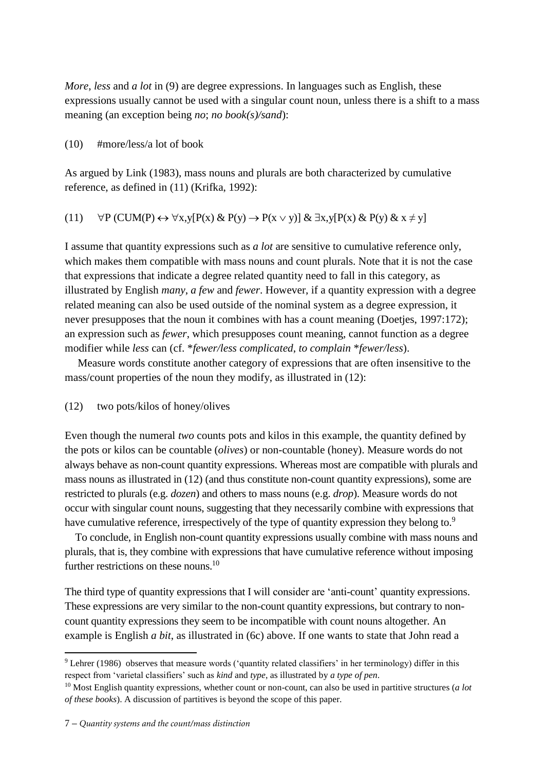*More*, *less* and *a lot* in (9) are degree expressions. In languages such as English, these expressions usually cannot be used with a singular count noun, unless there is a shift to a mass meaning (an exception being *no*; *no book(s)/sand*):

(10) #more/less/a lot of book

As argued by Link (1983), mass nouns and plurals are both characterized by cumulative reference, as defined in (11) (Krifka, 1992):

(11) $\forall P\ (\mathrm{CUM}(P) \leftrightarrow \forall x,y[P(x)\ \&\ P(y) \rightarrow P(x \vee y)]\ \&\ \exists x,y[P(x)\ \&\ P(y)\ \&\ x \neq y]$

I assume that quantity expressions such as *a lot* are sensitive to cumulative reference only, which makes them compatible with mass nouns and count plurals. Note that it is not the case that expressions that indicate a degree related quantity need to fall in this category, as illustrated by English *many*, *a few* and *fewer*. However, if a quantity expression with a degree related meaning can also be used outside of the nominal system as a degree expression, it never presupposes that the noun it combines with has a count meaning (Doetjes, 1997:172); an expression such as *fewer*, which presupposes count meaning, cannot function as a degree modifier while *less* can (cf. \**fewer/less complicated*, *to complain* \**fewer/less*).

Measure words constitute another category of expressions that are often insensitive to the mass/count properties of the noun they modify, as illustrated in (12):

(12) two pots/kilos of honey/olives

Even though the numeral *two* counts pots and kilos in this example, the quantity defined by the pots or kilos can be countable (*olives*) or non-countable (honey). Measure words do not always behave as non-count quantity expressions. Whereas most are compatible with plurals and mass nouns as illustrated in (12) (and thus constitute non-count quantity expressions), some are restricted to plurals (e.g. *dozen*) and others to mass nouns (e.g. *drop*). Measure words do not occur with singular count nouns, suggesting that they necessarily combine with expressions that have cumulative reference, irrespectively of the type of quantity expression they belong to.[9]

To conclude, in English non-count quantity expressions usually combine with mass nouns and plurals, that is, they combine with expressions that have cumulative reference without imposing further restrictions on these nouns.[10]

The third type of quantity expressions that I will consider are 'anti-count' quantity expressions. These expressions are very similar to the non-count quantity expressions, but contrary to non-count quantity expressions they seem to be incompatible with count nouns altogether. An example is English *a bit*, as illustrated in (6c) above. If one wants to state that John read a

---

[9] Lehrer (1986) observes that measure words ('quantity related classifiers' in her terminology) differ in this respect from 'varietal classifiers' such as *kind* and *type*, as illustrated by *a type of pen*.

[10] Most English quantity expressions, whether count or non-count, can also be used in partitive structures (*a lot of these books*). A discussion of partitives is beyond the scope of this paper.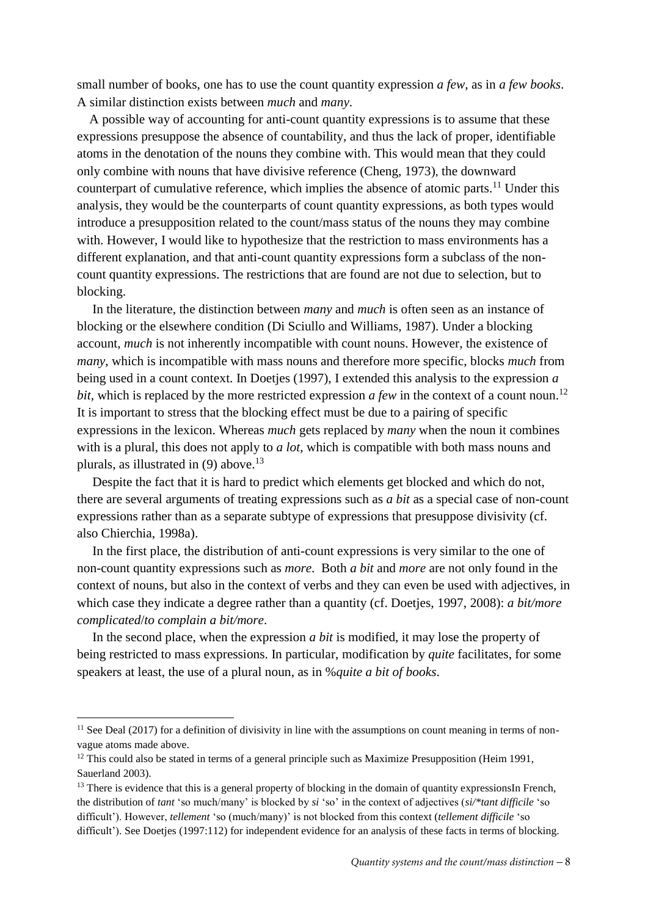small number of books, one has to use the count quantity expression *a few*, as in *a few books*. A similar distinction exists between *much* and *many*.

A possible way of accounting for anti-count quantity expressions is to assume that these expressions presuppose the absence of countability, and thus the lack of proper, identifiable atoms in the denotation of the nouns they combine with. This would mean that they could only combine with nouns that have divisive reference (Cheng, 1973), the downward counterpart of cumulative reference, which implies the absence of atomic parts.[11] Under this analysis, they would be the counterparts of count quantity expressions, as both types would introduce a presupposition related to the count/mass status of the nouns they may combine with. However, I would like to hypothesize that the restriction to mass environments has a different explanation, and that anti-count quantity expressions form a subclass of the non-count quantity expressions. The restrictions that are found are not due to selection, but to blocking.

In the literature, the distinction between *many* and *much* is often seen as an instance of blocking or the elsewhere condition (Di Sciullo and Williams, 1987). Under a blocking account, *much* is not inherently incompatible with count nouns. However, the existence of *many*, which is incompatible with mass nouns and therefore more specific, blocks *much* from being used in a count context. In Doetjes (1997), I extended this analysis to the expression *a bit*, which is replaced by the more restricted expression *a few* in the context of a count noun.[12] It is important to stress that the blocking effect must be due to a pairing of specific expressions in the lexicon. Whereas *much* gets replaced by *many* when the noun it combines with is a plural, this does not apply to *a lot*, which is compatible with both mass nouns and plurals, as illustrated in (9) above.[13]

Despite the fact that it is hard to predict which elements get blocked and which do not, there are several arguments of treating expressions such as *a bit* as a special case of non-count expressions rather than as a separate subtype of expressions that presuppose divisivity (cf. also Chierchia, 1998a).

In the first place, the distribution of anti-count expressions is very similar to the one of non-count quantity expressions such as *more*. Both *a bit* and *more* are not only found in the context of nouns, but also in the context of verbs and they can even be used with adjectives, in which case they indicate a degree rather than a quantity (cf. Doetjes, 1997, 2008): *a bit/more complicated*/*to complain a bit/more*.

In the second place, when the expression *a bit* is modified, it may lose the property of being restricted to mass expressions. In particular, modification by *quite* facilitates, for some speakers at least, the use of a plural noun, as in *%quite a bit of books*.

---

[11] See Deal (2017) for a definition of divisivity in line with the assumptions on count meaning in terms of non-vague atoms made above.

[12] This could also be stated in terms of a general principle such as Maximize Presupposition (Heim 1991, Sauerland 2003).

[13] There is evidence that this is a general property of blocking in the domain of quantity expressionsIn French, the distribution of *tant* 'so much/many' is blocked by *si* 'so' in the context of adjectives (*si/\*tant difficile* 'so difficult'). However, *tellement* 'so (much/many)' is not blocked from this context (*tellement difficile* 'so difficult'). See Doetjes (1997:112) for independent evidence for an analysis of these facts in terms of blocking.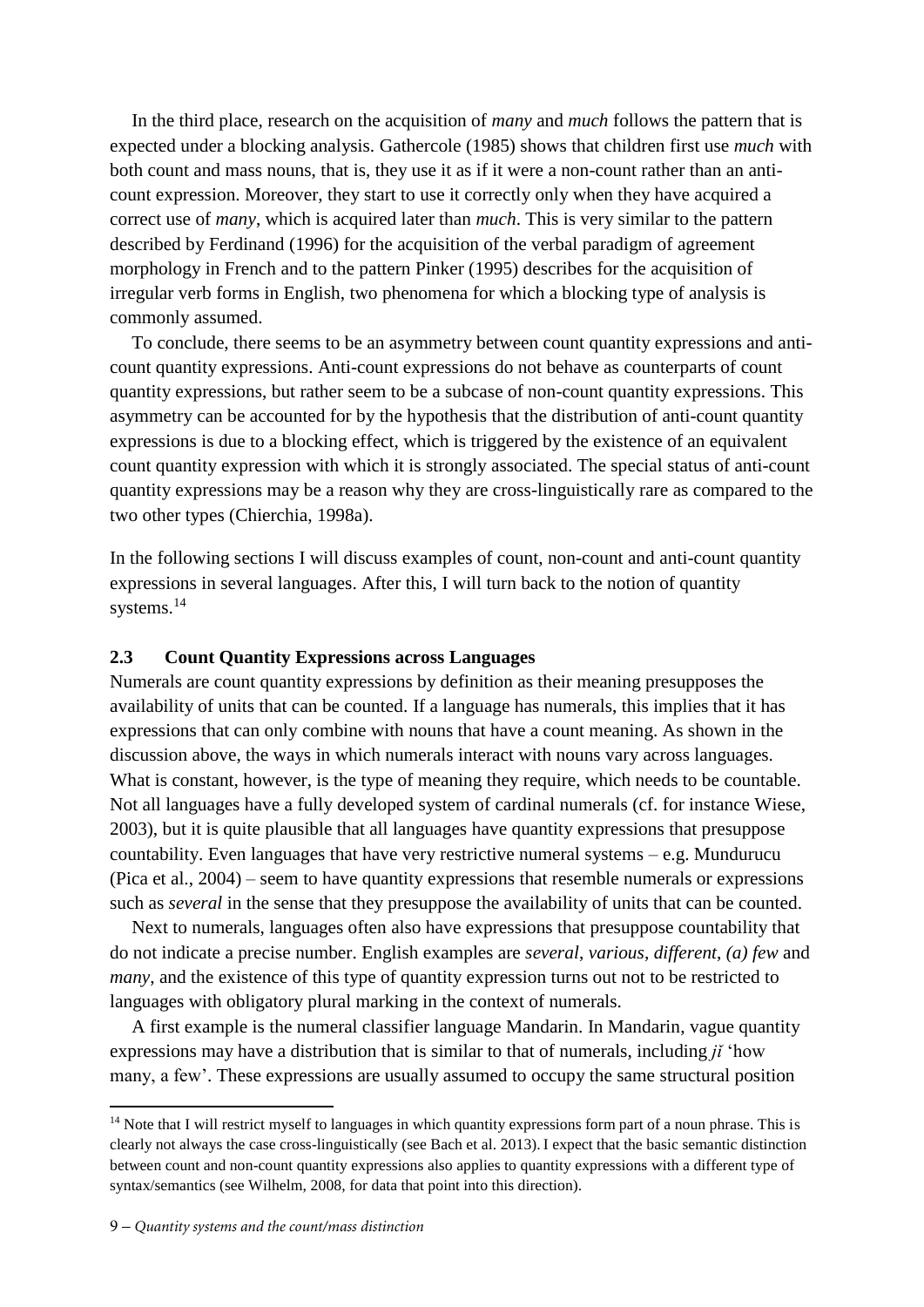In the third place, research on the acquisition of *many* and *much* follows the pattern that is expected under a blocking analysis. Gathercole (1985) shows that children first use *much* with both count and mass nouns, that is, they use it as if it were a non-count rather than an anti-count expression. Moreover, they start to use it correctly only when they have acquired a correct use of *many*, which is acquired later than *much*. This is very similar to the pattern described by Ferdinand (1996) for the acquisition of the verbal paradigm of agreement morphology in French and to the pattern Pinker (1995) describes for the acquisition of irregular verb forms in English, two phenomena for which a blocking type of analysis is commonly assumed.

To conclude, there seems to be an asymmetry between count quantity expressions and anti-count quantity expressions. Anti-count expressions do not behave as counterparts of count quantity expressions, but rather seem to be a subcase of non-count quantity expressions. This asymmetry can be accounted for by the hypothesis that the distribution of anti-count quantity expressions is due to a blocking effect, which is triggered by the existence of an equivalent count quantity expression with which it is strongly associated. The special status of anti-count quantity expressions may be a reason why they are cross-linguistically rare as compared to the two other types (Chierchia, 1998a).

In the following sections I will discuss examples of count, non-count and anti-count quantity expressions in several languages. After this, I will turn back to the notion of quantity systems.[14]

## 2.3 Count Quantity Expressions across Languages

Numerals are count quantity expressions by definition as their meaning presupposes the availability of units that can be counted. If a language has numerals, this implies that it has expressions that can only combine with nouns that have a count meaning. As shown in the discussion above, the ways in which numerals interact with nouns vary across languages. What is constant, however, is the type of meaning they require, which needs to be countable. Not all languages have a fully developed system of cardinal numerals (cf. for instance Wiese, 2003), but it is quite plausible that all languages have quantity expressions that presuppose countability. Even languages that have very restrictive numeral systems – e.g. Mundurucu (Pica et al., 2004) – seem to have quantity expressions that resemble numerals or expressions such as *several* in the sense that they presuppose the availability of units that can be counted.

Next to numerals, languages often also have expressions that presuppose countability that do not indicate a precise number. English examples are *several*, *various*, *different*, *(a) few* and *many*, and the existence of this type of quantity expression turns out not to be restricted to languages with obligatory plural marking in the context of numerals.

A first example is the numeral classifier language Mandarin. In Mandarin, vague quantity expressions may have a distribution that is similar to that of numerals, including *jǐ* 'how many, a few'. These expressions are usually assumed to occupy the same structural position

[14] Note that I will restrict myself to languages in which quantity expressions form part of a noun phrase. This is clearly not always the case cross-linguistically (see Bach et al. 2013). I expect that the basic semantic distinction between count and non-count quantity expressions also applies to quantity expressions with a different type of syntax/semantics (see Wilhelm, 2008, for data that point into this direction).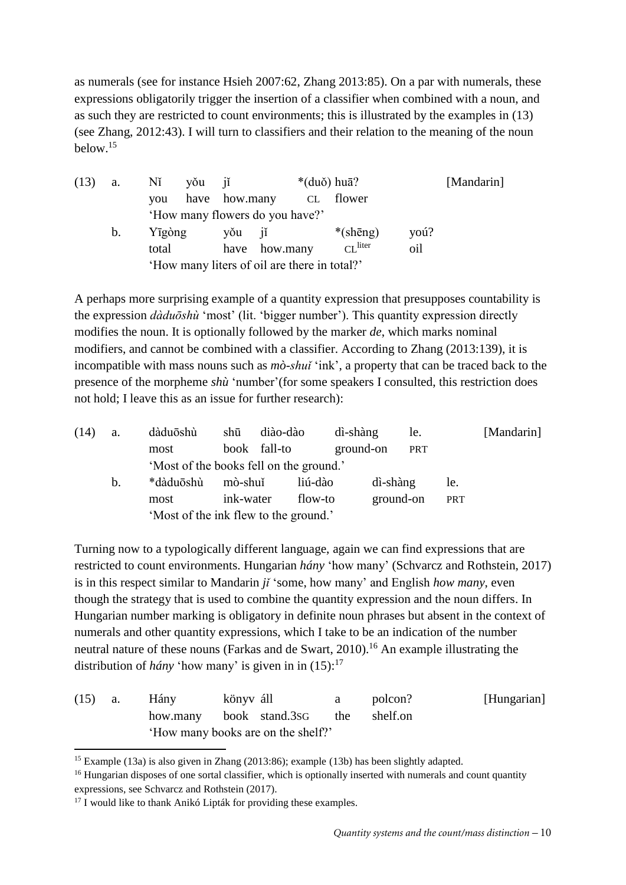as numerals (see for instance Hsieh 2007:62, Zhang 2013:85). On a par with numerals, these expressions obligatorily trigger the insertion of a classifier when combined with a noun, and as such they are restricted to count environments; this is illustrated by the examples in (13) (see Zhang, 2012:43). I will turn to classifiers and their relation to the meaning of the noun below.[15]

(13) a. Nǐ yǒu jǐ *(duǒ) huā? [Mandarin]
you have how.many CL flower
'How many flowers do you have?'

b. Yīgòng yǒu jǐ *(shēng) yoú?
total have how.many CL^liter oil
'How many liters of oil are there in total?'

A perhaps more surprising example of a quantity expression that presupposes countability is the expression *dàduōshù* 'most' (lit. 'bigger number'). This quantity expression directly modifies the noun. It is optionally followed by the marker *de*, which marks nominal modifiers, and cannot be combined with a classifier. According to Zhang (2013:139), it is incompatible with mass nouns such as *mò-shuǐ* 'ink', a property that can be traced back to the presence of the morpheme *shù* 'number'(for some speakers I consulted, this restriction does not hold; I leave this as an issue for further research):

(14) a. dàduōshù shū diào-dào dì-shàng le. [Mandarin]
most book fall-to ground-on PRT
'Most of the books fell on the ground.'

b. *dàduōshù mò-shuǐ liú-dào dì-shàng le.
most ink-water flow-to ground-on PRT
'Most of the ink flew to the ground.'

Turning now to a typologically different language, again we can find expressions that are restricted to count environments. Hungarian *hány* 'how many' (Schvarcz and Rothstein, 2017) is in this respect similar to Mandarin *jǐ* 'some, how many' and English *how many*, even though the strategy that is used to combine the quantity expression and the noun differs. In Hungarian number marking is obligatory in definite noun phrases but absent in the context of numerals and other quantity expressions, which I take to be an indication of the number neutral nature of these nouns (Farkas and de Swart, 2010).[16] An example illustrating the distribution of *hány* 'how many' is given in in (15):[17]

(15) a. Hány könyv áll a polcon? [Hungarian]
how.many book stand.3SG the shelf.on
'How many books are on the shelf?'

[15] Example (13a) is also given in Zhang (2013:86); example (13b) has been slightly adapted.

[16] Hungarian disposes of one sortal classifier, which is optionally inserted with numerals and count quantity expressions, see Schvarcz and Rothstein (2017).

[17] I would like to thank Anikó Lipták for providing these examples.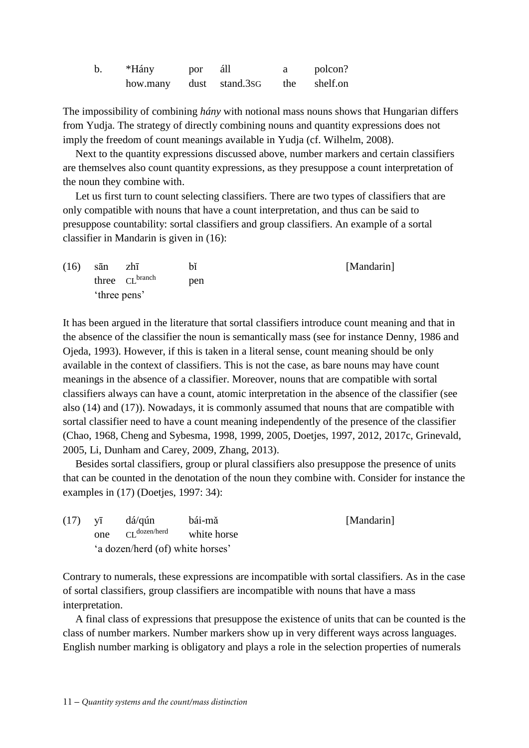b. *Hány por áll a polcon?
 how.many dust stand.3SG the shelf.on

The impossibility of combining *hány* with notional mass nouns shows that Hungarian differs from Yudja. The strategy of directly combining nouns and quantity expressions does not imply the freedom of count meanings available in Yudja (cf. Wilhelm, 2008).

Next to the quantity expressions discussed above, number markers and certain classifiers are themselves also count quantity expressions, as they presuppose a count interpretation of the noun they combine with.

Let us first turn to count selecting classifiers. There are two types of classifiers that are only compatible with nouns that have a count interpretation, and thus can be said to presuppose countability: sortal classifiers and group classifiers. An example of a sortal classifier in Mandarin is given in (16):

(16) sān zhī bǐ [Mandarin]
 three CL[branch] pen
 'three pens'

It has been argued in the literature that sortal classifiers introduce count meaning and that in the absence of the classifier the noun is semantically mass (see for instance Denny, 1986 and Ojeda, 1993). However, if this is taken in a literal sense, count meaning should be only available in the context of classifiers. This is not the case, as bare nouns may have count meanings in the absence of a classifier. Moreover, nouns that are compatible with sortal classifiers always can have a count, atomic interpretation in the absence of the classifier (see also (14) and (17)). Nowadays, it is commonly assumed that nouns that are compatible with sortal classifier need to have a count meaning independently of the presence of the classifier (Chao, 1968, Cheng and Sybesma, 1998, 1999, 2005, Doetjes, 1997, 2012, 2017c, Grinevald, 2005, Li, Dunham and Carey, 2009, Zhang, 2013).

Besides sortal classifiers, group or plural classifiers also presuppose the presence of units that can be counted in the denotation of the noun they combine with. Consider for instance the examples in (17) (Doetjes, 1997: 34):

(17) yī dá/qún bái-mǎ [Mandarin]
 one CL[dozen/herd] white horse
 'a dozen/herd (of) white horses'

Contrary to numerals, these expressions are incompatible with sortal classifiers. As in the case of sortal classifiers, group classifiers are incompatible with nouns that have a mass interpretation.

A final class of expressions that presuppose the existence of units that can be counted is the class of number markers. Number markers show up in very different ways across languages. English number marking is obligatory and plays a role in the selection properties of numerals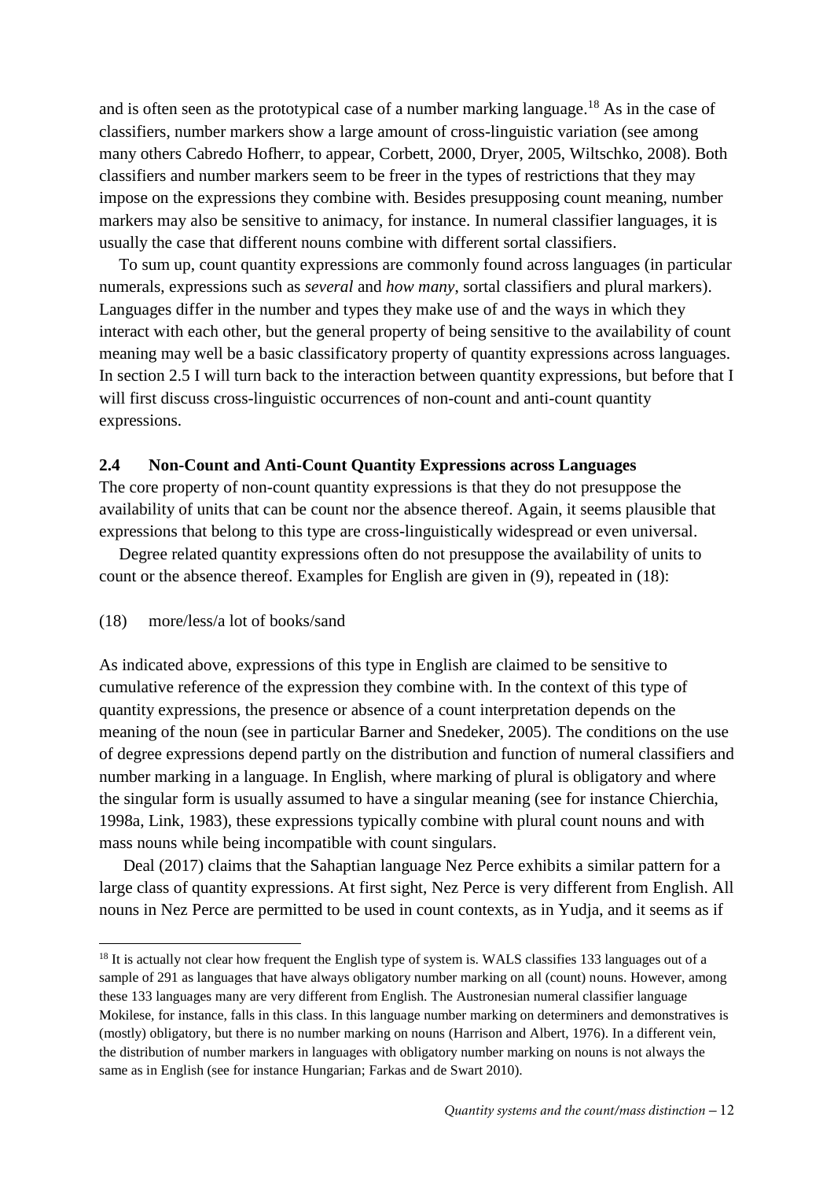and is often seen as the prototypical case of a number marking language.[18] As in the case of classifiers, number markers show a large amount of cross-linguistic variation (see among many others Cabredo Hofherr, to appear, Corbett, 2000, Dryer, 2005, Wiltschko, 2008). Both classifiers and number markers seem to be freer in the types of restrictions that they may impose on the expressions they combine with. Besides presupposing count meaning, number markers may also be sensitive to animacy, for instance. In numeral classifier languages, it is usually the case that different nouns combine with different sortal classifiers.

To sum up, count quantity expressions are commonly found across languages (in particular numerals, expressions such as *several* and *how many*, sortal classifiers and plural markers). Languages differ in the number and types they make use of and the ways in which they interact with each other, but the general property of being sensitive to the availability of count meaning may well be a basic classificatory property of quantity expressions across languages. In section 2.5 I will turn back to the interaction between quantity expressions, but before that I will first discuss cross-linguistic occurrences of non-count and anti-count quantity expressions.

## 2.4 Non-Count and Anti-Count Quantity Expressions across Languages

The core property of non-count quantity expressions is that they do not presuppose the availability of units that can be count nor the absence thereof. Again, it seems plausible that expressions that belong to this type are cross-linguistically widespread or even universal.

Degree related quantity expressions often do not presuppose the availability of units to count or the absence thereof. Examples for English are given in (9), repeated in (18):

(18) more/less/a lot of books/sand

As indicated above, expressions of this type in English are claimed to be sensitive to cumulative reference of the expression they combine with. In the context of this type of quantity expressions, the presence or absence of a count interpretation depends on the meaning of the noun (see in particular Barner and Snedeker, 2005). The conditions on the use of degree expressions depend partly on the distribution and function of numeral classifiers and number marking in a language. In English, where marking of plural is obligatory and where the singular form is usually assumed to have a singular meaning (see for instance Chierchia, 1998a, Link, 1983), these expressions typically combine with plural count nouns and with mass nouns while being incompatible with count singulars.

Deal (2017) claims that the Sahaptian language Nez Perce exhibits a similar pattern for a large class of quantity expressions. At first sight, Nez Perce is very different from English. All nouns in Nez Perce are permitted to be used in count contexts, as in Yudja, and it seems as if

[18] It is actually not clear how frequent the English type of system is. WALS classifies 133 languages out of a sample of 291 as languages that have always obligatory number marking on all (count) nouns. However, among these 133 languages many are very different from English. The Austronesian numeral classifier language Mokilese, for instance, falls in this class. In this language number marking on determiners and demonstratives is (mostly) obligatory, but there is no number marking on nouns (Harrison and Albert, 1976). In a different vein, the distribution of number markers in languages with obligatory number marking on nouns is not always the same as in English (see for instance Hungarian; Farkas and de Swart 2010).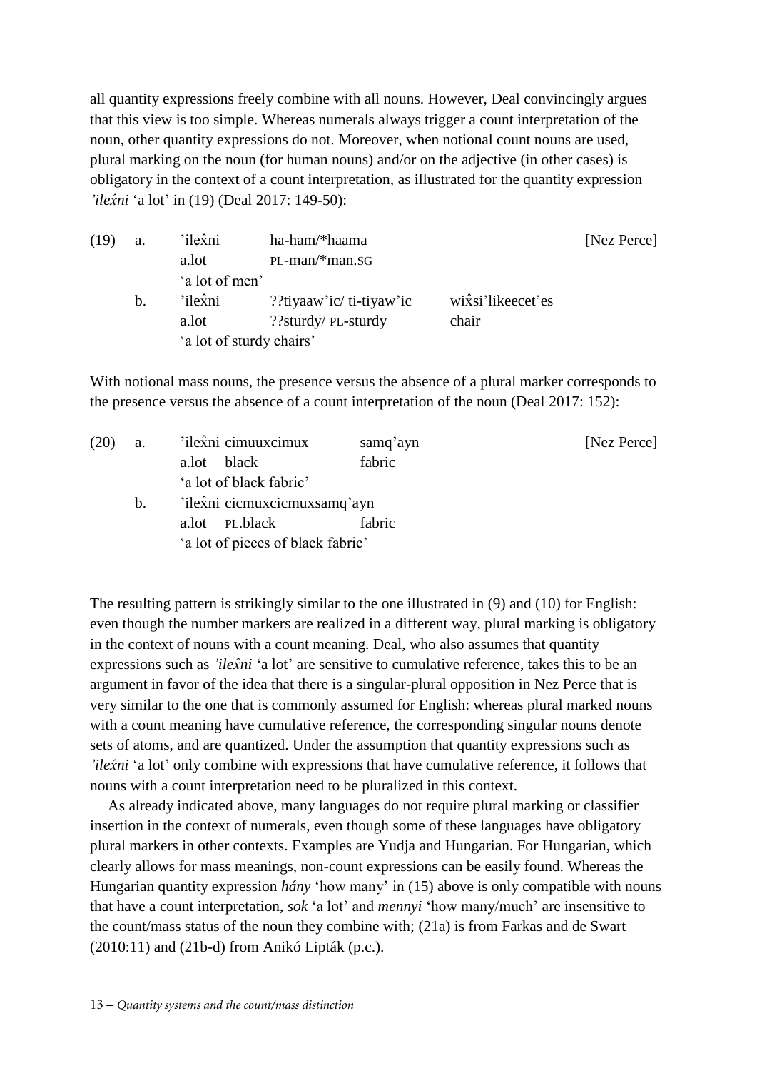all quantity expressions freely combine with all nouns. However, Deal convincingly argues that this view is too simple. Whereas numerals always trigger a count interpretation of the noun, other quantity expressions do not. Moreover, when notional count nouns are used, plural marking on the noun (for human nouns) and/or on the adjective (in other cases) is obligatory in the context of a count interpretation, as illustrated for the quantity expression *'ilex̂ni* 'a lot' in (19) (Deal 2017: 149-50):

(19) a. 'ilex̂ni ha-ham/*haama [Nez Perce]
a.lot PL-man/*man.SG
'a lot of men'

b. 'ilex̂ni ??tiyaaw'ic/ ti-tiyaw'ic wix̂si'likeecet'es
a.lot ??sturdy/ PL-sturdy chair
'a lot of sturdy chairs'

With notional mass nouns, the presence versus the absence of a plural marker corresponds to the presence versus the absence of a count interpretation of the noun (Deal 2017: 152):

(20) a. 'ilex̂ni cimuuxcimux samq'ayn [Nez Perce]
a.lot black fabric
'a lot of black fabric'

b. 'ilex̂ni cicmuxcicmuxsamq'ayn
a.lot PL.black fabric
'a lot of pieces of black fabric'

The resulting pattern is strikingly similar to the one illustrated in (9) and (10) for English: even though the number markers are realized in a different way, plural marking is obligatory in the context of nouns with a count meaning. Deal, who also assumes that quantity expressions such as *'ilex̂ni* 'a lot' are sensitive to cumulative reference, takes this to be an argument in favor of the idea that there is a singular-plural opposition in Nez Perce that is very similar to the one that is commonly assumed for English: whereas plural marked nouns with a count meaning have cumulative reference, the corresponding singular nouns denote sets of atoms, and are quantized. Under the assumption that quantity expressions such as *'ilex̂ni* 'a lot' only combine with expressions that have cumulative reference, it follows that nouns with a count interpretation need to be pluralized in this context.

As already indicated above, many languages do not require plural marking or classifier insertion in the context of numerals, even though some of these languages have obligatory plural markers in other contexts. Examples are Yudja and Hungarian. For Hungarian, which clearly allows for mass meanings, non-count expressions can be easily found. Whereas the Hungarian quantity expression *hány* 'how many' in (15) above is only compatible with nouns that have a count interpretation, *sok* 'a lot' and *mennyi* 'how many/much' are insensitive to the count/mass status of the noun they combine with; (21a) is from Farkas and de Swart (2010:11) and (21b-d) from Anikó Lipták (p.c.).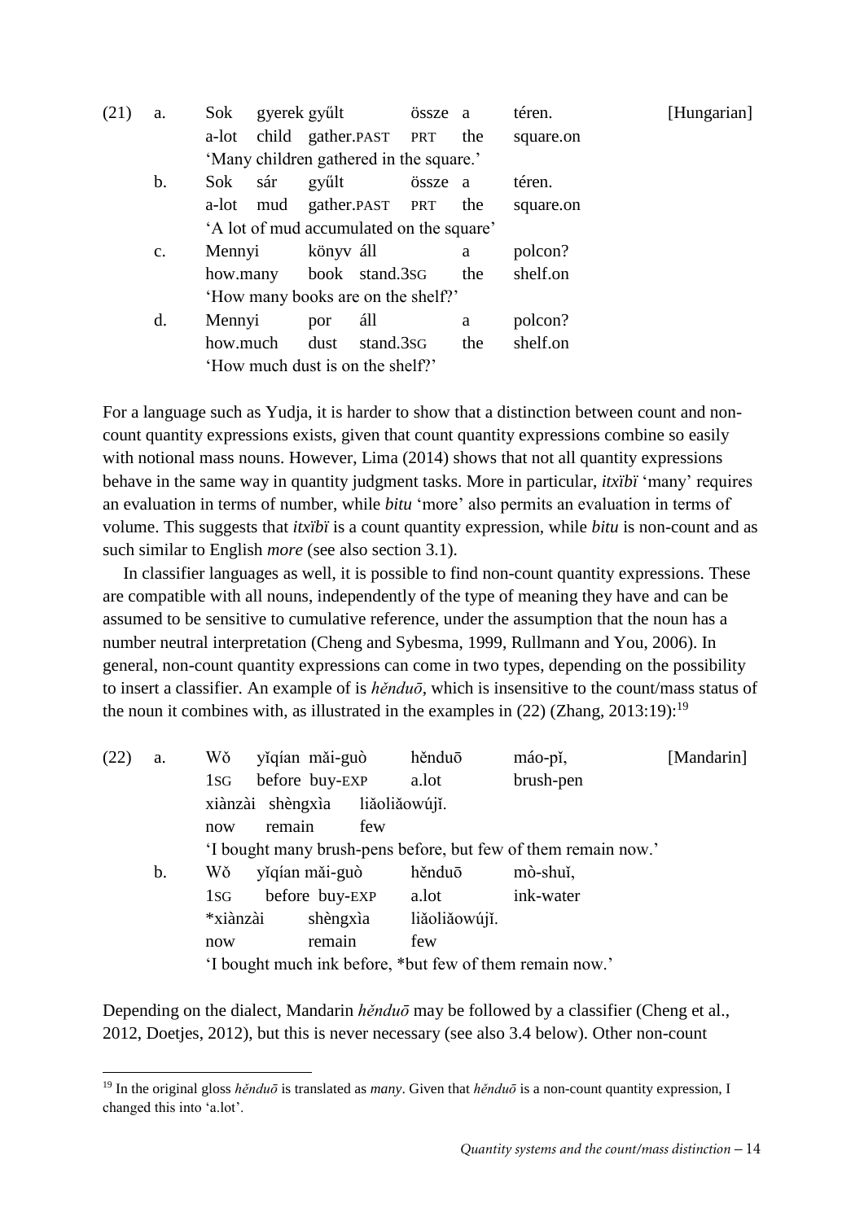(21) a. Sok gyerek gyűlt össze a téren. [Hungarian]
a-lot child gather.PAST PRT the square.on
'Many children gathered in the square.'

b. Sok sár gyűlt össze a téren.
a-lot mud gather.PAST PRT the square.on
'A lot of mud accumulated on the square'

c. Mennyi könyv áll a polcon?
how.many book stand.3SG the shelf.on
'How many books are on the shelf?'

d. Mennyi por áll a polcon?
how.much dust stand.3SG the shelf.on
'How much dust is on the shelf?'

For a language such as Yudja, it is harder to show that a distinction between count and non-count quantity expressions exists, given that count quantity expressions combine so easily with notional mass nouns. However, Lima (2014) shows that not all quantity expressions behave in the same way in quantity judgment tasks. More in particular, *itxïbï* 'many' requires an evaluation in terms of number, while *bitu* 'more' also permits an evaluation in terms of volume. This suggests that *itxïbï* is a count quantity expression, while *bitu* is non-count and as such similar to English *more* (see also section 3.1).

In classifier languages as well, it is possible to find non-count quantity expressions. These are compatible with all nouns, independently of the type of meaning they have and can be assumed to be sensitive to cumulative reference, under the assumption that the noun has a number neutral interpretation (Cheng and Sybesma, 1999, Rullmann and You, 2006). In general, non-count quantity expressions can come in two types, depending on the possibility to insert a classifier. An example of is *hěnduō*, which is insensitive to the count/mass status of the noun it combines with, as illustrated in the examples in (22) (Zhang, 2013:19):[19]

(22) a. Wǒ yǐqían mǎi-guò hěnduō máo-pǐ, [Mandarin]
1SG before buy-EXP a.lot brush-pen
xiànzài shèngxìa liǎoliǎowújǐ.
now remain few
'I bought many brush-pens before, but few of them remain now.'

b. Wǒ yǐqían mǎi-guò hěnduō mò-shuǐ,
1SG before buy-EXP a.lot ink-water
*xiànzài shèngxìa liǎoliǎowújǐ.
now remain few
'I bought much ink before, *but few of them remain now.'

Depending on the dialect, Mandarin *hěnduō* may be followed by a classifier (Cheng et al., 2012, Doetjes, 2012), but this is never necessary (see also 3.4 below). Other non-count

[19] In the original gloss *hěnduō* is translated as *many*. Given that *hěnduō* is a non-count quantity expression, I changed this into 'a.lot'.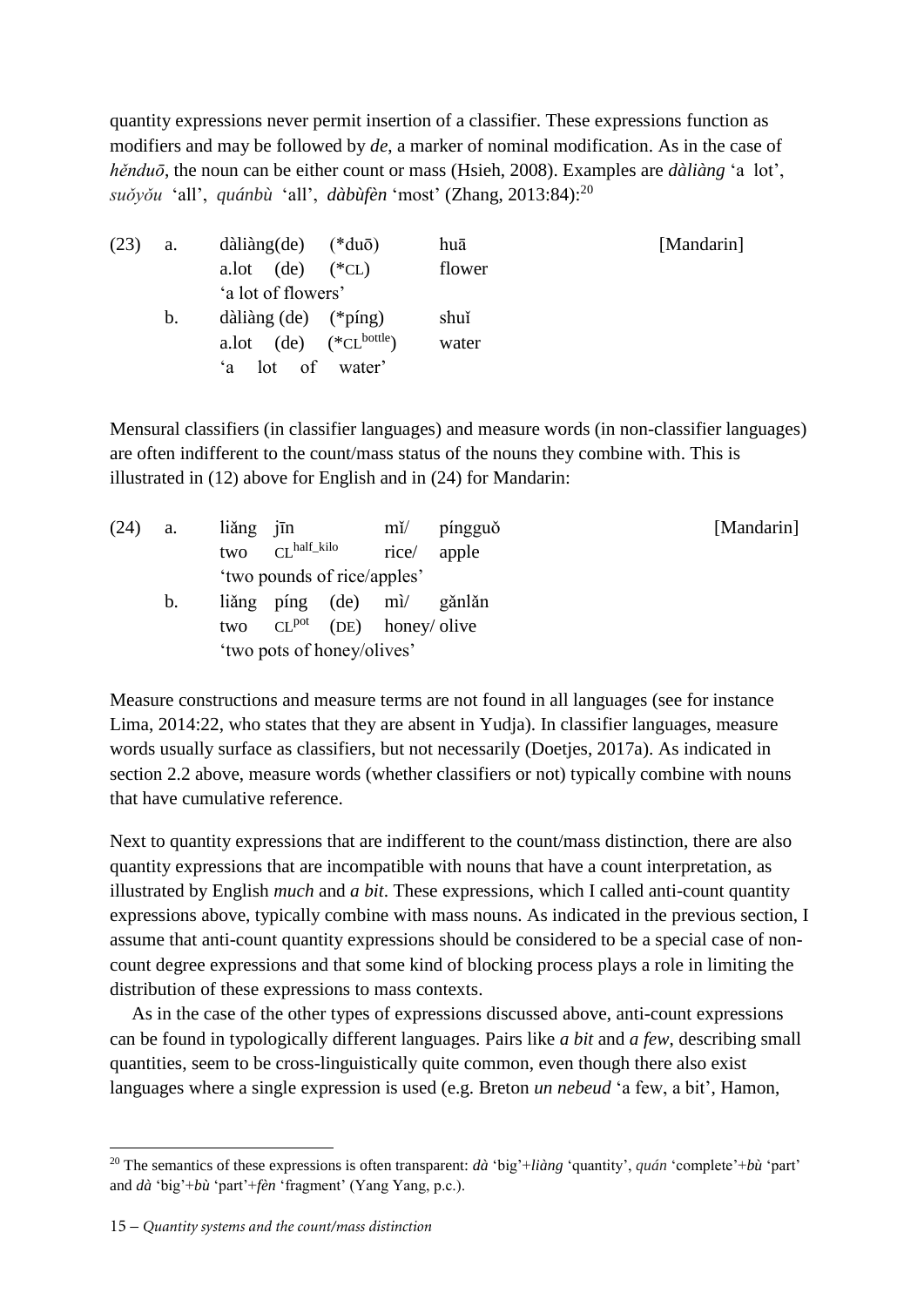quantity expressions never permit insertion of a classifier. These expressions function as modifiers and may be followed by *de*, a marker of nominal modification. As in the case of *hěnduō*, the noun can be either count or mass (Hsieh, 2008). Examples are *dàliàng* 'a lot', *suǒyǒu* 'all', *quánbù* 'all', *dàbùfèn* 'most' (Zhang, 2013:84):[20]

(23) a. dàliàng(de) (*duō) huā [Mandarin]
a.lot (de) (*CL) flower
'a lot of flowers'

b. dàliàng (de) (*píng) shuǐ
a.lot (de) (*CL^bottle) water
'a lot of water'

Mensural classifiers (in classifier languages) and measure words (in non-classifier languages) are often indifferent to the count/mass status of the nouns they combine with. This is illustrated in (12) above for English and in (24) for Mandarin:

(24) a. liǎng jīn mǐ/ píngguǒ [Mandarin]
two CL^half_kilo rice/ apple
'two pounds of rice/apples'

b. liǎng píng (de) mì/ gǎnlǎn
two CL^pot (DE) honey/ olive
'two pots of honey/olives'

Measure constructions and measure terms are not found in all languages (see for instance Lima, 2014:22, who states that they are absent in Yudja). In classifier languages, measure words usually surface as classifiers, but not necessarily (Doetjes, 2017a). As indicated in section 2.2 above, measure words (whether classifiers or not) typically combine with nouns that have cumulative reference.

Next to quantity expressions that are indifferent to the count/mass distinction, there are also quantity expressions that are incompatible with nouns that have a count interpretation, as illustrated by English *much* and *a bit*. These expressions, which I called anti-count quantity expressions above, typically combine with mass nouns. As indicated in the previous section, I assume that anti-count quantity expressions should be considered to be a special case of non-count degree expressions and that some kind of blocking process plays a role in limiting the distribution of these expressions to mass contexts.

As in the case of the other types of expressions discussed above, anti-count expressions can be found in typologically different languages. Pairs like *a bit* and *a few*, describing small quantities, seem to be cross-linguistically quite common, even though there also exist languages where a single expression is used (e.g. Breton *un nebeud* 'a few, a bit', Hamon,

[20] The semantics of these expressions is often transparent: *dà* 'big'+*liàng* 'quantity', *quán* 'complete'+*bù* 'part' and *dà* 'big'+*bù* 'part'+*fèn* 'fragment' (Yang Yang, p.c.).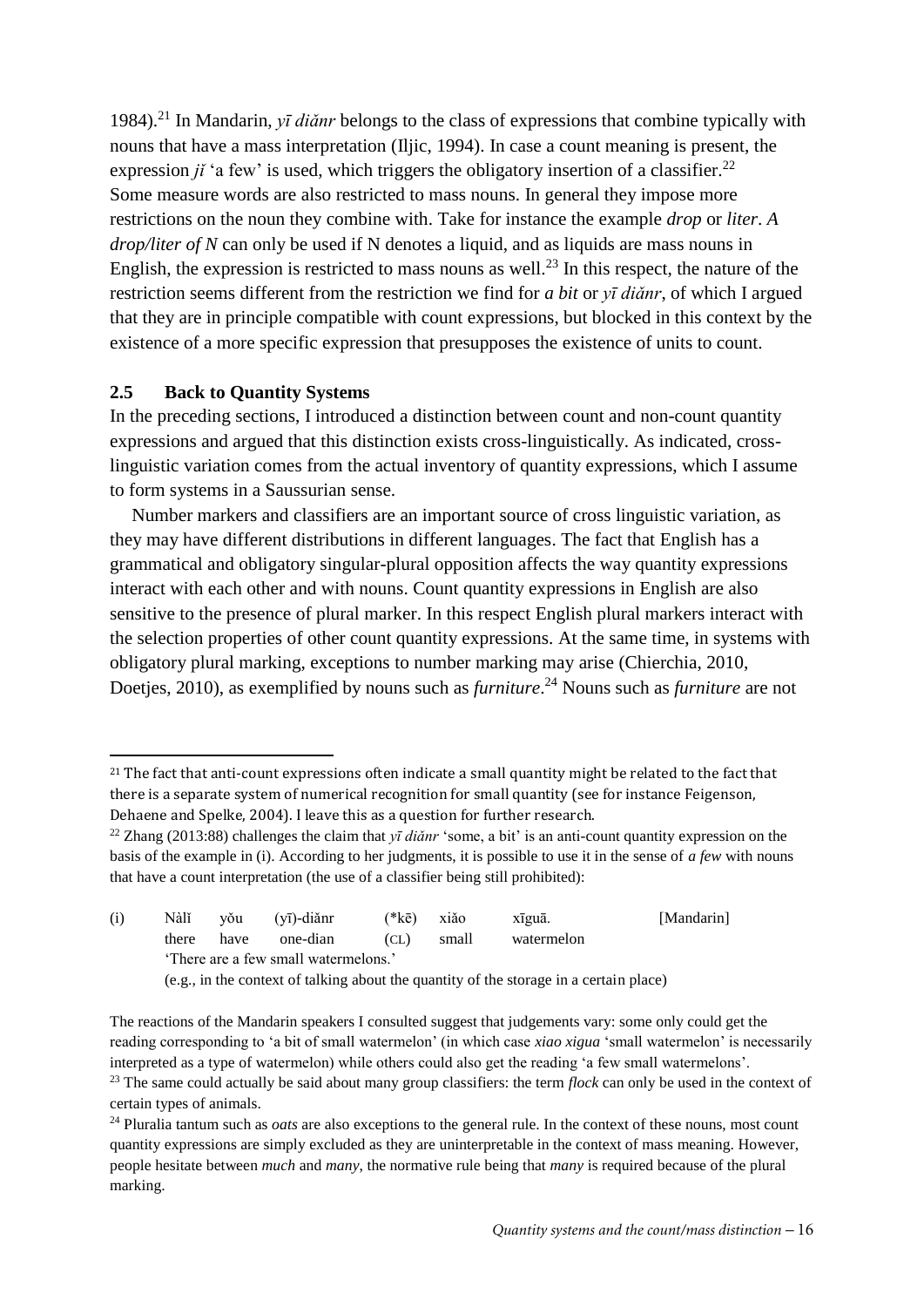1984).[21] In Mandarin, *yī diǎnr* belongs to the class of expressions that combine typically with nouns that have a mass interpretation (Iljic, 1994). In case a count meaning is present, the expression *jǐ* 'a few' is used, which triggers the obligatory insertion of a classifier.[22] Some measure words are also restricted to mass nouns. In general they impose more restrictions on the noun they combine with. Take for instance the example *drop* or *liter*. *A drop/liter of N* can only be used if N denotes a liquid, and as liquids are mass nouns in English, the expression is restricted to mass nouns as well.[23] In this respect, the nature of the restriction seems different from the restriction we find for *a bit* or *yī diǎnr*, of which I argued that they are in principle compatible with count expressions, but blocked in this context by the existence of a more specific expression that presupposes the existence of units to count.

### 2.5 Back to Quantity Systems

In the preceding sections, I introduced a distinction between count and non-count quantity expressions and argued that this distinction exists cross-linguistically. As indicated, cross-linguistic variation comes from the actual inventory of quantity expressions, which I assume to form systems in a Saussurian sense.

Number markers and classifiers are an important source of cross linguistic variation, as they may have different distributions in different languages. The fact that English has a grammatical and obligatory singular-plural opposition affects the way quantity expressions interact with each other and with nouns. Count quantity expressions in English are also sensitive to the presence of plural marker. In this respect English plural markers interact with the selection properties of other count quantity expressions. At the same time, in systems with obligatory plural marking, exceptions to number marking may arise (Chierchia, 2010, Doetjes, 2010), as exemplified by nouns such as *furniture*.[24] Nouns such as *furniture* are not

---

[21] The fact that anti-count expressions often indicate a small quantity might be related to the fact that there is a separate system of numerical recognition for small quantity (see for instance Feigenson, Dehaene and Spelke, 2004). I leave this as a question for further research.

[22] Zhang (2013:88) challenges the claim that *yī diǎnr* 'some, a bit' is an anti-count quantity expression on the basis of the example in (i). According to her judgments, it is possible to use it in the sense of *a few* with nouns that have a count interpretation (the use of a classifier being still prohibited):

(i) Nàlǐ yǒu (yī)-diǎnr (*kē) xiǎo xīguā. [Mandarin]
there have one-dian (CL) small watermelon
'There are a few small watermelons.'
(e.g., in the context of talking about the quantity of the storage in a certain place)

The reactions of the Mandarin speakers I consulted suggest that judgements vary: some only could get the reading corresponding to 'a bit of small watermelon' (in which case *xiao xigua* 'small watermelon' is necessarily interpreted as a type of watermelon) while others could also get the reading 'a few small watermelons'.

[23] The same could actually be said about many group classifiers: the term *flock* can only be used in the context of certain types of animals.

[24] Pluralia tantum such as *oats* are also exceptions to the general rule. In the context of these nouns, most count quantity expressions are simply excluded as they are uninterpretable in the context of mass meaning. However, people hesitate between *much* and *many*, the normative rule being that *many* is required because of the plural marking.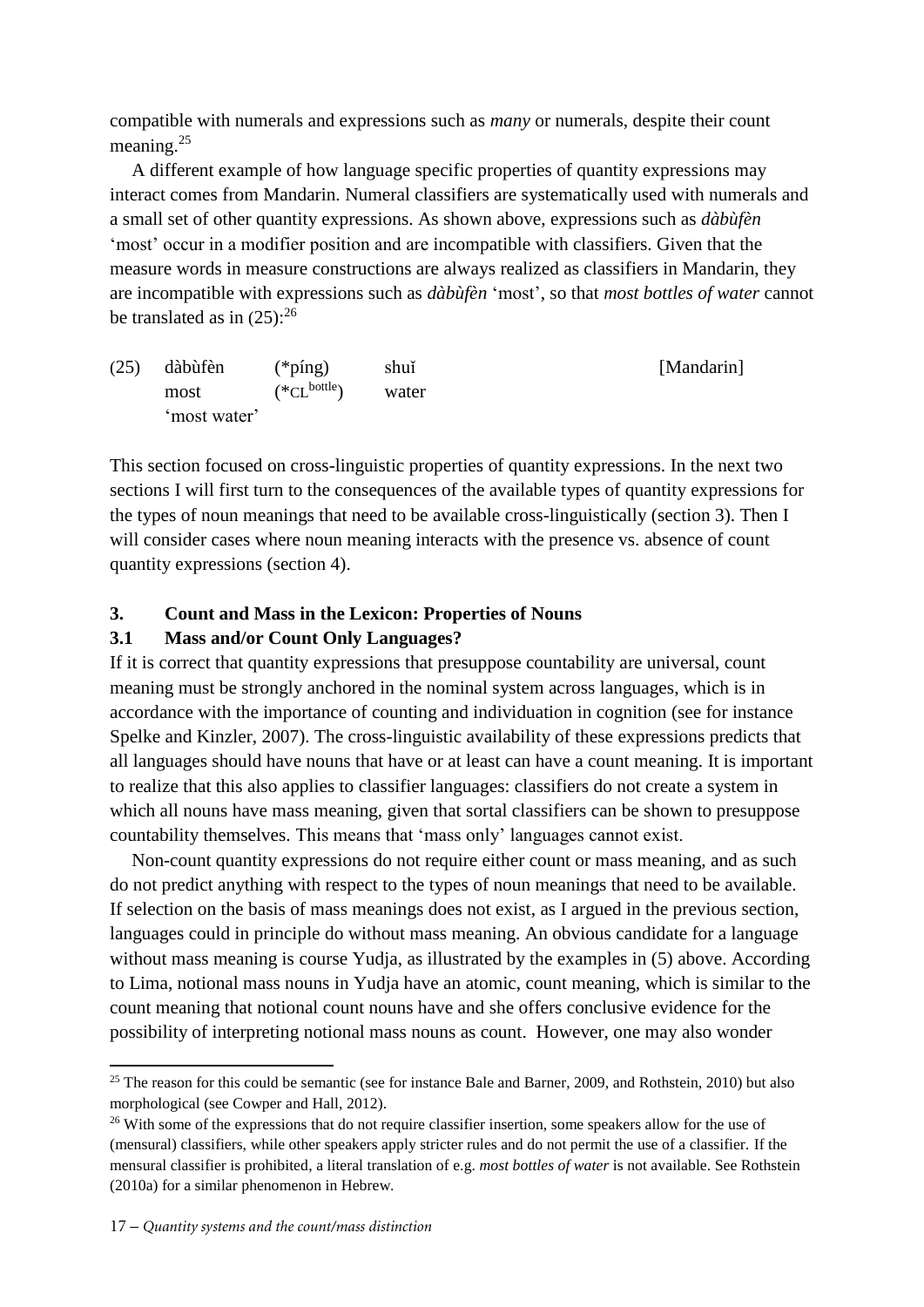compatible with numerals and expressions such as *many* or numerals, despite their count meaning.[25]

A different example of how language specific properties of quantity expressions may interact comes from Mandarin. Numeral classifiers are systematically used with numerals and a small set of other quantity expressions. As shown above, expressions such as *dàbùfèn* 'most' occur in a modifier position and are incompatible with classifiers. Given that the measure words in measure constructions are always realized as classifiers in Mandarin, they are incompatible with expressions such as *dàbùfèn* 'most', so that *most bottles of water* cannot be translated as in (25):[26]

(25) dàbùfèn (*píng) shuǐ [Mandarin]
most (*CL^bottle) water
'most water'

This section focused on cross-linguistic properties of quantity expressions. In the next two sections I will first turn to the consequences of the available types of quantity expressions for the types of noun meanings that need to be available cross-linguistically (section 3). Then I will consider cases where noun meaning interacts with the presence vs. absence of count quantity expressions (section 4).

## 3. Count and Mass in the Lexicon: Properties of Nouns

### 3.1 Mass and/or Count Only Languages?

If it is correct that quantity expressions that presuppose countability are universal, count meaning must be strongly anchored in the nominal system across languages, which is in accordance with the importance of counting and individuation in cognition (see for instance Spelke and Kinzler, 2007). The cross-linguistic availability of these expressions predicts that all languages should have nouns that have or at least can have a count meaning. It is important to realize that this also applies to classifier languages: classifiers do not create a system in which all nouns have mass meaning, given that sortal classifiers can be shown to presuppose countability themselves. This means that 'mass only' languages cannot exist.

Non-count quantity expressions do not require either count or mass meaning, and as such do not predict anything with respect to the types of noun meanings that need to be available. If selection on the basis of mass meanings does not exist, as I argued in the previous section, languages could in principle do without mass meaning. An obvious candidate for a language without mass meaning is course Yudja, as illustrated by the examples in (5) above. According to Lima, notional mass nouns in Yudja have an atomic, count meaning, which is similar to the count meaning that notional count nouns have and she offers conclusive evidence for the possibility of interpreting notional mass nouns as count. However, one may also wonder

---

[25] The reason for this could be semantic (see for instance Bale and Barner, 2009, and Rothstein, 2010) but also morphological (see Cowper and Hall, 2012).

[26] With some of the expressions that do not require classifier insertion, some speakers allow for the use of (mensural) classifiers, while other speakers apply stricter rules and do not permit the use of a classifier. If the mensural classifier is prohibited, a literal translation of e.g. *most bottles of water* is not available. See Rothstein (2010a) for a similar phenomenon in Hebrew.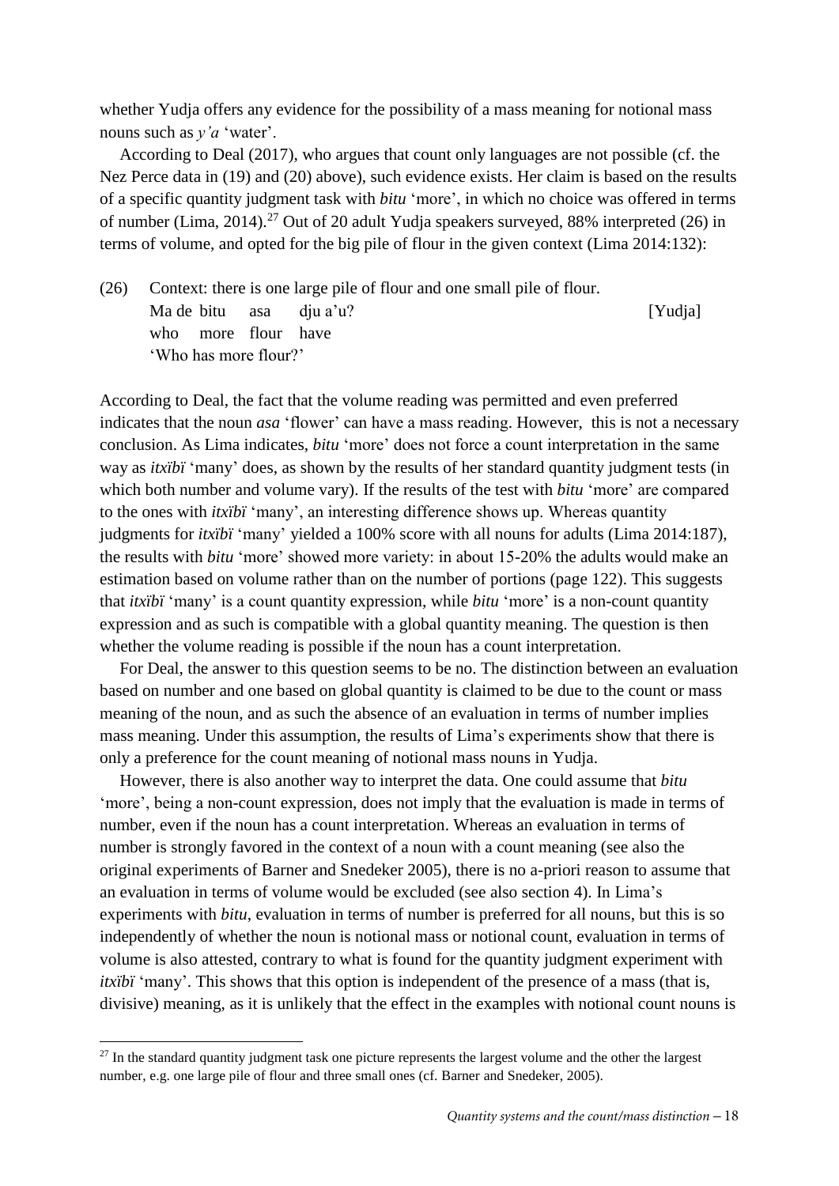whether Yudja offers any evidence for the possibility of a mass meaning for notional mass nouns such as *y'a* 'water'.

According to Deal (2017), who argues that count only languages are not possible (cf. the Nez Perce data in (19) and (20) above), such evidence exists. Her claim is based on the results of a specific quantity judgment task with *bitu* 'more', in which no choice was offered in terms of number (Lima, 2014).[27] Out of 20 adult Yudja speakers surveyed, 88% interpreted (26) in terms of volume, and opted for the big pile of flour in the given context (Lima 2014:132):

(26) Context: there is one large pile of flour and one small pile of flour.

Ma de bitu asa dju a'u? [Yudja]
who more flour have
'Who has more flour?'

According to Deal, the fact that the volume reading was permitted and even preferred indicates that the noun *asa* 'flower' can have a mass reading. However, this is not a necessary conclusion. As Lima indicates, *bitu* 'more' does not force a count interpretation in the same way as *itxïbï* 'many' does, as shown by the results of her standard quantity judgment tests (in which both number and volume vary). If the results of the test with *bitu* 'more' are compared to the ones with *itxïbï* 'many', an interesting difference shows up. Whereas quantity judgments for *itxïbï* 'many' yielded a 100% score with all nouns for adults (Lima 2014:187), the results with *bitu* 'more' showed more variety: in about 15-20% the adults would make an estimation based on volume rather than on the number of portions (page 122). This suggests that *itxïbï* 'many' is a count quantity expression, while *bitu* 'more' is a non-count quantity expression and as such is compatible with a global quantity meaning. The question is then whether the volume reading is possible if the noun has a count interpretation.

For Deal, the answer to this question seems to be no. The distinction between an evaluation based on number and one based on global quantity is claimed to be due to the count or mass meaning of the noun, and as such the absence of an evaluation in terms of number implies mass meaning. Under this assumption, the results of Lima's experiments show that there is only a preference for the count meaning of notional mass nouns in Yudja.

However, there is also another way to interpret the data. One could assume that *bitu* 'more', being a non-count expression, does not imply that the evaluation is made in terms of number, even if the noun has a count interpretation. Whereas an evaluation in terms of number is strongly favored in the context of a noun with a count meaning (see also the original experiments of Barner and Snedeker 2005), there is no a-priori reason to assume that an evaluation in terms of volume would be excluded (see also section 4). In Lima's experiments with *bitu*, evaluation in terms of number is preferred for all nouns, but this is so independently of whether the noun is notional mass or notional count, evaluation in terms of volume is also attested, contrary to what is found for the quantity judgment experiment with *itxïbï* 'many'. This shows that this option is independent of the presence of a mass (that is, divisive) meaning, as it is unlikely that the effect in the examples with notional count nouns is

[27] In the standard quantity judgment task one picture represents the largest volume and the other the largest number, e.g. one large pile of flour and three small ones (cf. Barner and Snedeker, 2005).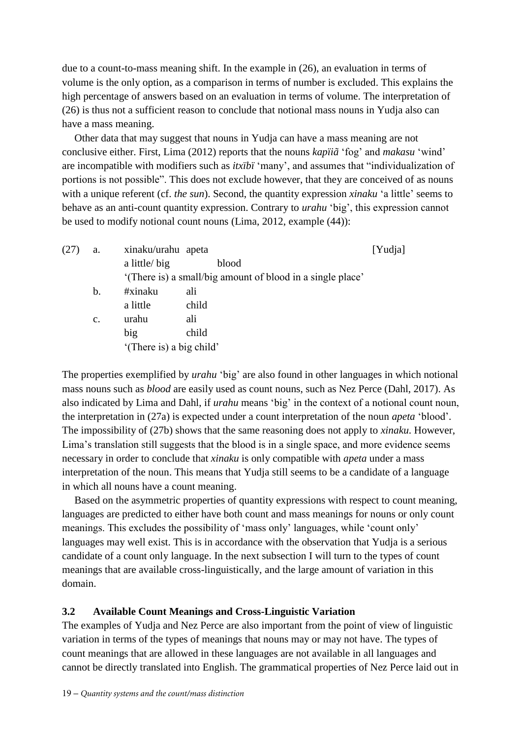due to a count-to-mass meaning shift. In the example in (26), an evaluation in terms of volume is the only option, as a comparison in terms of number is excluded. This explains the high percentage of answers based on an evaluation in terms of volume. The interpretation of (26) is thus not a sufficient reason to conclude that notional mass nouns in Yudja also can have a mass meaning.

Other data that may suggest that nouns in Yudja can have a mass meaning are not conclusive either. First, Lima (2012) reports that the nouns *kapïiã* 'fog' and *makasu* 'wind' are incompatible with modifiers such as *itxïbï* 'many', and assumes that "individualization of portions is not possible". This does not exclude however, that they are conceived of as nouns with a unique referent (cf. *the sun*). Second, the quantity expression *xinaku* 'a little' seems to behave as an anti-count quantity expression. Contrary to *urahu* 'big', this expression cannot be used to modify notional count nouns (Lima, 2012, example (44)):

(27) a. xinaku/urahu apeta [Yudja]
 a little/ big blood
 '(There is) a small/big amount of blood in a single place'

 b. #xinaku ali
 a little child

 c. urahu ali
 big child
 '(There is) a big child'

The properties exemplified by *urahu* 'big' are also found in other languages in which notional mass nouns such as *blood* are easily used as count nouns, such as Nez Perce (Dahl, 2017). As also indicated by Lima and Dahl, if *urahu* means 'big' in the context of a notional count noun, the interpretation in (27a) is expected under a count interpretation of the noun *apeta* 'blood'. The impossibility of (27b) shows that the same reasoning does not apply to *xinaku*. However, Lima's translation still suggests that the blood is in a single space, and more evidence seems necessary in order to conclude that *xinaku* is only compatible with *apeta* under a mass interpretation of the noun. This means that Yudja still seems to be a candidate of a language in which all nouns have a count meaning.

Based on the asymmetric properties of quantity expressions with respect to count meaning, languages are predicted to either have both count and mass meanings for nouns or only count meanings. This excludes the possibility of 'mass only' languages, while 'count only' languages may well exist. This is in accordance with the observation that Yudja is a serious candidate of a count only language. In the next subsection I will turn to the types of count meanings that are available cross-linguistically, and the large amount of variation in this domain.

### 3.2 Available Count Meanings and Cross-Linguistic Variation

The examples of Yudja and Nez Perce are also important from the point of view of linguistic variation in terms of the types of meanings that nouns may or may not have. The types of count meanings that are allowed in these languages are not available in all languages and cannot be directly translated into English. The grammatical properties of Nez Perce laid out in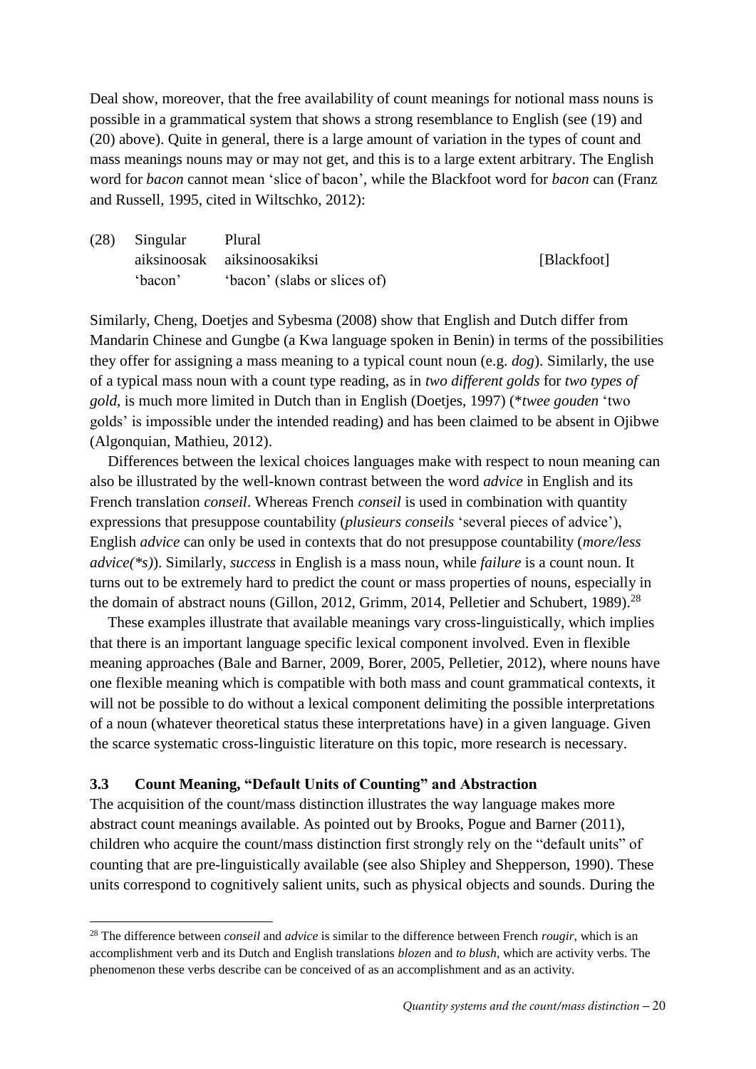Deal show, moreover, that the free availability of count meanings for notional mass nouns is possible in a grammatical system that shows a strong resemblance to English (see (19) and (20) above). Quite in general, there is a large amount of variation in the types of count and mass meanings nouns may or may not get, and this is to a large extent arbitrary. The English word for *bacon* cannot mean 'slice of bacon', while the Blackfoot word for *bacon* can (Franz and Russell, 1995, cited in Wiltschko, 2012):

| (28) | Singular | Plural | |
|---|---|---|---|
| | aiksinoosak | aiksinoosakiksi | [Blackfoot] |
| | 'bacon' | 'bacon' (slabs or slices of) | |

Similarly, Cheng, Doetjes and Sybesma (2008) show that English and Dutch differ from Mandarin Chinese and Gungbe (a Kwa language spoken in Benin) in terms of the possibilities they offer for assigning a mass meaning to a typical count noun (e.g. *dog*). Similarly, the use of a typical mass noun with a count type reading, as in *two different golds* for *two types of gold*, is much more limited in Dutch than in English (Doetjes, 1997) (\**twee gouden* 'two golds' is impossible under the intended reading) and has been claimed to be absent in Ojibwe (Algonquian, Mathieu, 2012).

Differences between the lexical choices languages make with respect to noun meaning can also be illustrated by the well-known contrast between the word *advice* in English and its French translation *conseil*. Whereas French *conseil* is used in combination with quantity expressions that presuppose countability (*plusieurs conseils* 'several pieces of advice'), English *advice* can only be used in contexts that do not presuppose countability (*more/less advice(\*s)*). Similarly, *success* in English is a mass noun, while *failure* is a count noun. It turns out to be extremely hard to predict the count or mass properties of nouns, especially in the domain of abstract nouns (Gillon, 2012, Grimm, 2014, Pelletier and Schubert, 1989).[28]

These examples illustrate that available meanings vary cross-linguistically, which implies that there is an important language specific lexical component involved. Even in flexible meaning approaches (Bale and Barner, 2009, Borer, 2005, Pelletier, 2012), where nouns have one flexible meaning which is compatible with both mass and count grammatical contexts, it will not be possible to do without a lexical component delimiting the possible interpretations of a noun (whatever theoretical status these interpretations have) in a given language. Given the scarce systematic cross-linguistic literature on this topic, more research is necessary.

### 3.3 Count Meaning, "Default Units of Counting" and Abstraction

The acquisition of the count/mass distinction illustrates the way language makes more abstract count meanings available. As pointed out by Brooks, Pogue and Barner (2011), children who acquire the count/mass distinction first strongly rely on the "default units" of counting that are pre-linguistically available (see also Shipley and Shepperson, 1990). These units correspond to cognitively salient units, such as physical objects and sounds. During the

---

[28] The difference between *conseil* and *advice* is similar to the difference between French *rougir*, which is an accomplishment verb and its Dutch and English translations *blozen* and *to blush*, which are activity verbs. The phenomenon these verbs describe can be conceived of as an accomplishment and as an activity.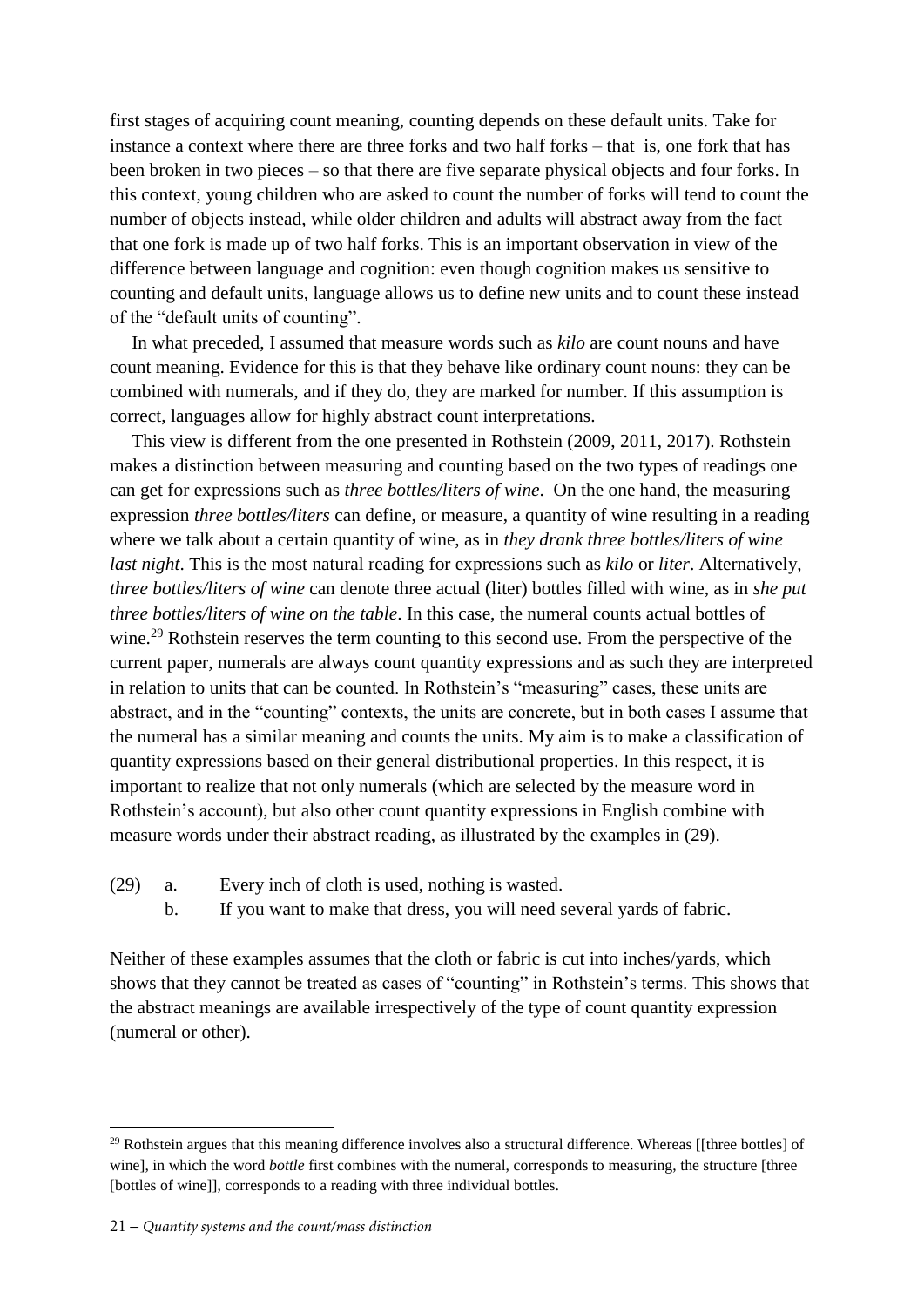first stages of acquiring count meaning, counting depends on these default units. Take for instance a context where there are three forks and two half forks – that is, one fork that has been broken in two pieces – so that there are five separate physical objects and four forks. In this context, young children who are asked to count the number of forks will tend to count the number of objects instead, while older children and adults will abstract away from the fact that one fork is made up of two half forks. This is an important observation in view of the difference between language and cognition: even though cognition makes us sensitive to counting and default units, language allows us to define new units and to count these instead of the "default units of counting".

In what preceded, I assumed that measure words such as *kilo* are count nouns and have count meaning. Evidence for this is that they behave like ordinary count nouns: they can be combined with numerals, and if they do, they are marked for number. If this assumption is correct, languages allow for highly abstract count interpretations.

This view is different from the one presented in Rothstein (2009, 2011, 2017). Rothstein makes a distinction between measuring and counting based on the two types of readings one can get for expressions such as *three bottles/liters of wine*. On the one hand, the measuring expression *three bottles/liters* can define, or measure, a quantity of wine resulting in a reading where we talk about a certain quantity of wine, as in *they drank three bottles/liters of wine last night*. This is the most natural reading for expressions such as *kilo* or *liter*. Alternatively, *three bottles/liters of wine* can denote three actual (liter) bottles filled with wine, as in *she put three bottles/liters of wine on the table*. In this case, the numeral counts actual bottles of wine.[29] Rothstein reserves the term counting to this second use. From the perspective of the current paper, numerals are always count quantity expressions and as such they are interpreted in relation to units that can be counted. In Rothstein's "measuring" cases, these units are abstract, and in the "counting" contexts, the units are concrete, but in both cases I assume that the numeral has a similar meaning and counts the units. My aim is to make a classification of quantity expressions based on their general distributional properties. In this respect, it is important to realize that not only numerals (which are selected by the measure word in Rothstein's account), but also other count quantity expressions in English combine with measure words under their abstract reading, as illustrated by the examples in (29).

(29) a. Every inch of cloth is used, nothing is wasted.
     b. If you want to make that dress, you will need several yards of fabric.

Neither of these examples assumes that the cloth or fabric is cut into inches/yards, which shows that they cannot be treated as cases of "counting" in Rothstein's terms. This shows that the abstract meanings are available irrespectively of the type of count quantity expression (numeral or other).

---

[29] Rothstein argues that this meaning difference involves also a structural difference. Whereas [[three bottles] of wine], in which the word *bottle* first combines with the numeral, corresponds to measuring, the structure [three [bottles of wine]], corresponds to a reading with three individual bottles.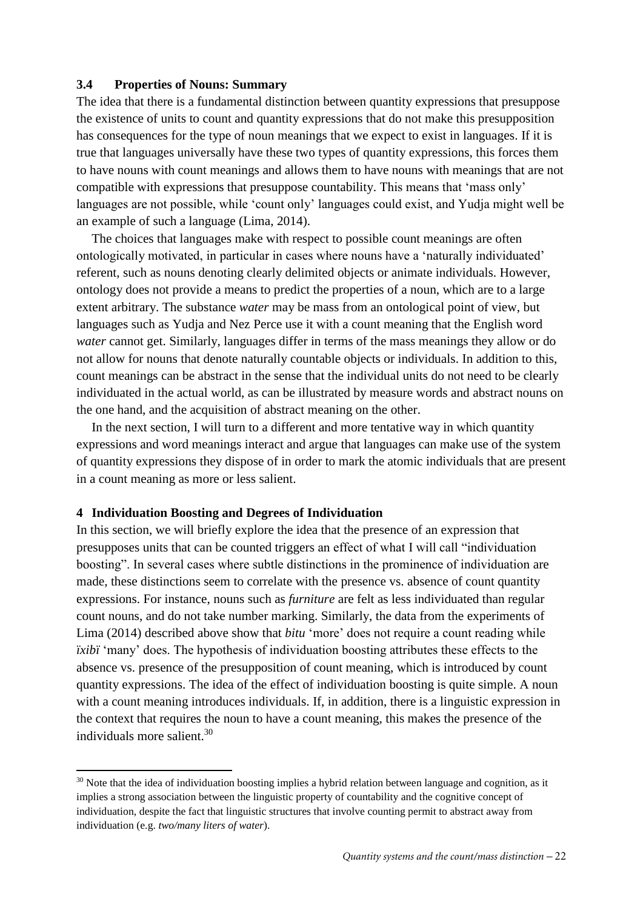### 3.4 Properties of Nouns: Summary

The idea that there is a fundamental distinction between quantity expressions that presuppose the existence of units to count and quantity expressions that do not make this presupposition has consequences for the type of noun meanings that we expect to exist in languages. If it is true that languages universally have these two types of quantity expressions, this forces them to have nouns with count meanings and allows them to have nouns with meanings that are not compatible with expressions that presuppose countability. This means that 'mass only' languages are not possible, while 'count only' languages could exist, and Yudja might well be an example of such a language (Lima, 2014).

The choices that languages make with respect to possible count meanings are often ontologically motivated, in particular in cases where nouns have a 'naturally individuated' referent, such as nouns denoting clearly delimited objects or animate individuals. However, ontology does not provide a means to predict the properties of a noun, which are to a large extent arbitrary. The substance *water* may be mass from an ontological point of view, but languages such as Yudja and Nez Perce use it with a count meaning that the English word *water* cannot get. Similarly, languages differ in terms of the mass meanings they allow or do not allow for nouns that denote naturally countable objects or individuals. In addition to this, count meanings can be abstract in the sense that the individual units do not need to be clearly individuated in the actual world, as can be illustrated by measure words and abstract nouns on the one hand, and the acquisition of abstract meaning on the other.

In the next section, I will turn to a different and more tentative way in which quantity expressions and word meanings interact and argue that languages can make use of the system of quantity expressions they dispose of in order to mark the atomic individuals that are present in a count meaning as more or less salient.

## 4 Individuation Boosting and Degrees of Individuation

In this section, we will briefly explore the idea that the presence of an expression that presupposes units that can be counted triggers an effect of what I will call "individuation boosting". In several cases where subtle distinctions in the prominence of individuation are made, these distinctions seem to correlate with the presence vs. absence of count quantity expressions. For instance, nouns such as *furniture* are felt as less individuated than regular count nouns, and do not take number marking. Similarly, the data from the experiments of Lima (2014) described above show that *bitu* 'more' does not require a count reading while *ïxibï* 'many' does. The hypothesis of individuation boosting attributes these effects to the absence vs. presence of the presupposition of count meaning, which is introduced by count quantity expressions. The idea of the effect of individuation boosting is quite simple. A noun with a count meaning introduces individuals. If, in addition, there is a linguistic expression in the context that requires the noun to have a count meaning, this makes the presence of the individuals more salient.[30]

[30] Note that the idea of individuation boosting implies a hybrid relation between language and cognition, as it implies a strong association between the linguistic property of countability and the cognitive concept of individuation, despite the fact that linguistic structures that involve counting permit to abstract away from individuation (e.g. *two/many liters of water*).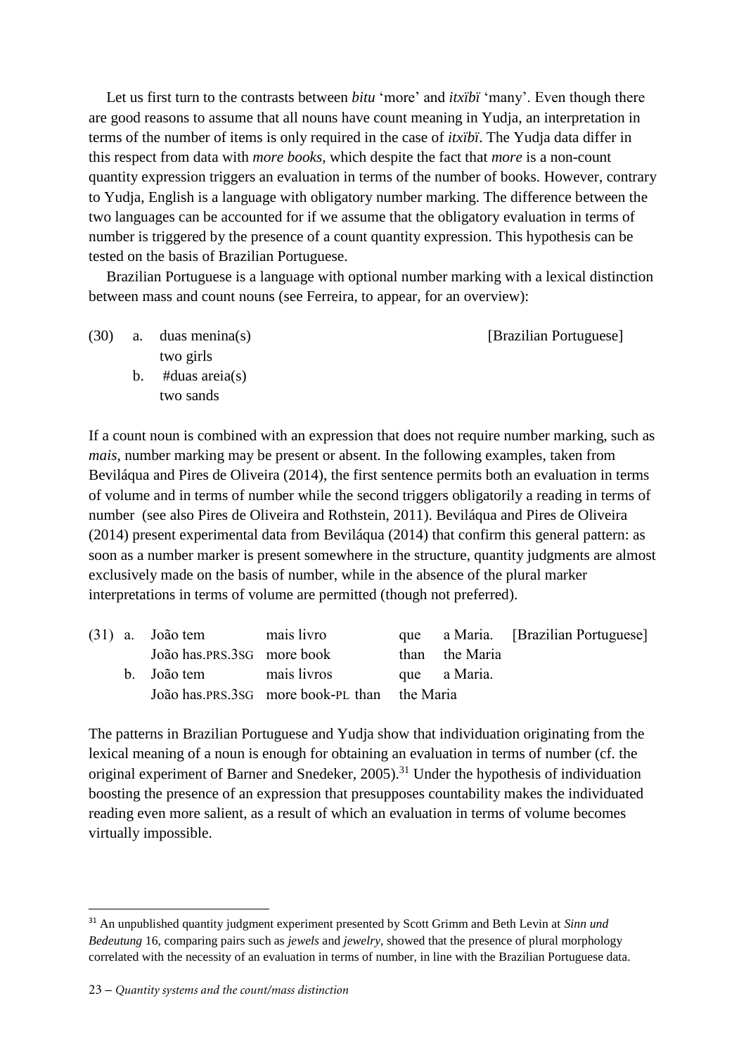Let us first turn to the contrasts between *bitu* 'more' and *itxïbï* 'many'. Even though there are good reasons to assume that all nouns have count meaning in Yudja, an interpretation in terms of the number of items is only required in the case of *itxïbï*. The Yudja data differ in this respect from data with *more books*, which despite the fact that *more* is a non-count quantity expression triggers an evaluation in terms of the number of books. However, contrary to Yudja, English is a language with obligatory number marking. The difference between the two languages can be accounted for if we assume that the obligatory evaluation in terms of number is triggered by the presence of a count quantity expression. This hypothesis can be tested on the basis of Brazilian Portuguese.

Brazilian Portuguese is a language with optional number marking with a lexical distinction between mass and count nouns (see Ferreira, to appear, for an overview):

(30) a. duas menina(s) [Brazilian Portuguese]
two girls
b. #duas areia(s)
two sands

If a count noun is combined with an expression that does not require number marking, such as *mais*, number marking may be present or absent. In the following examples, taken from Beviláqua and Pires de Oliveira (2014), the first sentence permits both an evaluation in terms of volume and in terms of number while the second triggers obligatorily a reading in terms of number (see also Pires de Oliveira and Rothstein, 2011). Beviláqua and Pires de Oliveira (2014) present experimental data from Beviláqua (2014) that confirm this general pattern: as soon as a number marker is present somewhere in the structure, quantity judgments are almost exclusively made on the basis of number, while in the absence of the plural marker interpretations in terms of volume are permitted (though not preferred).

(31) a. João tem mais livro que a Maria. [Brazilian Portuguese]
João has.PRS.3SG more book than the Maria
b. João tem mais livros que a Maria.
João has.PRS.3SG more book-PL than the Maria

The patterns in Brazilian Portuguese and Yudja show that individuation originating from the lexical meaning of a noun is enough for obtaining an evaluation in terms of number (cf. the original experiment of Barner and Snedeker, 2005).[31] Under the hypothesis of individuation boosting the presence of an expression that presupposes countability makes the individuated reading even more salient, as a result of which an evaluation in terms of volume becomes virtually impossible.

[31] An unpublished quantity judgment experiment presented by Scott Grimm and Beth Levin at *Sinn und Bedeutung* 16, comparing pairs such as *jewels* and *jewelry*, showed that the presence of plural morphology correlated with the necessity of an evaluation in terms of number, in line with the Brazilian Portuguese data.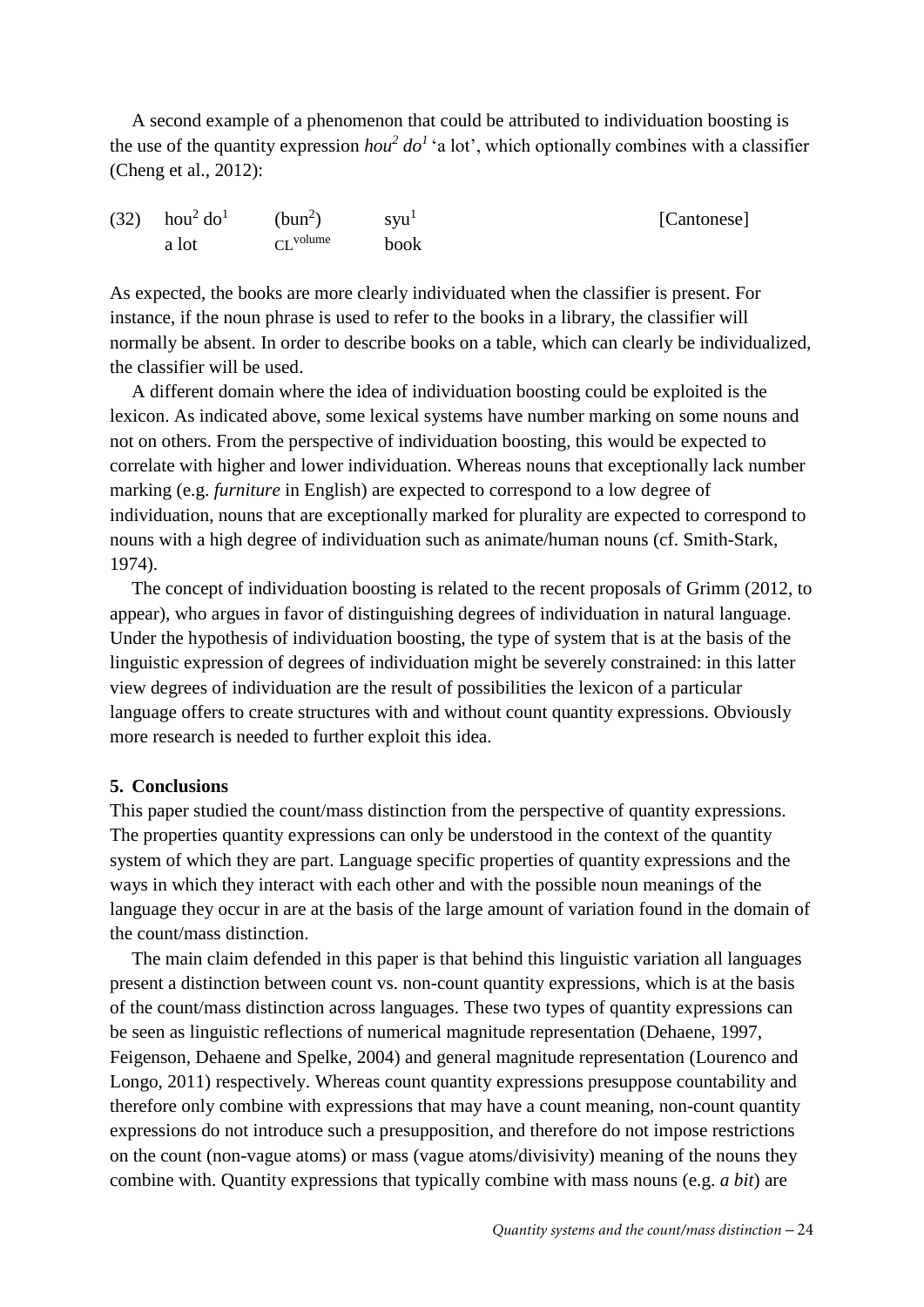A second example of a phenomenon that could be attributed to individuation boosting is the use of the quantity expression *hou[2] do[1]* 'a lot', which optionally combines with a classifier (Cheng et al., 2012):

| (32) | hou[2] do[1] | (bun[2]) | syu[1] | [Cantonese] |
|---|---|---|---|---|
| | a lot | CL[volume] | book | |

As expected, the books are more clearly individuated when the classifier is present. For instance, if the noun phrase is used to refer to the books in a library, the classifier will normally be absent. In order to describe books on a table, which can clearly be individualized, the classifier will be used.

A different domain where the idea of individuation boosting could be exploited is the lexicon. As indicated above, some lexical systems have number marking on some nouns and not on others. From the perspective of individuation boosting, this would be expected to correlate with higher and lower individuation. Whereas nouns that exceptionally lack number marking (e.g. *furniture* in English) are expected to correspond to a low degree of individuation, nouns that are exceptionally marked for plurality are expected to correspond to nouns with a high degree of individuation such as animate/human nouns (cf. Smith-Stark, 1974).

The concept of individuation boosting is related to the recent proposals of Grimm (2012, to appear), who argues in favor of distinguishing degrees of individuation in natural language. Under the hypothesis of individuation boosting, the type of system that is at the basis of the linguistic expression of degrees of individuation might be severely constrained: in this latter view degrees of individuation are the result of possibilities the lexicon of a particular language offers to create structures with and without count quantity expressions. Obviously more research is needed to further exploit this idea.

## 5. Conclusions

This paper studied the count/mass distinction from the perspective of quantity expressions. The properties quantity expressions can only be understood in the context of the quantity system of which they are part. Language specific properties of quantity expressions and the ways in which they interact with each other and with the possible noun meanings of the language they occur in are at the basis of the large amount of variation found in the domain of the count/mass distinction.

The main claim defended in this paper is that behind this linguistic variation all languages present a distinction between count vs. non-count quantity expressions, which is at the basis of the count/mass distinction across languages. These two types of quantity expressions can be seen as linguistic reflections of numerical magnitude representation (Dehaene, 1997, Feigenson, Dehaene and Spelke, 2004) and general magnitude representation (Lourenco and Longo, 2011) respectively. Whereas count quantity expressions presuppose countability and therefore only combine with expressions that may have a count meaning, non-count quantity expressions do not introduce such a presupposition, and therefore do not impose restrictions on the count (non-vague atoms) or mass (vague atoms/divisivity) meaning of the nouns they combine with. Quantity expressions that typically combine with mass nouns (e.g. *a bit*) are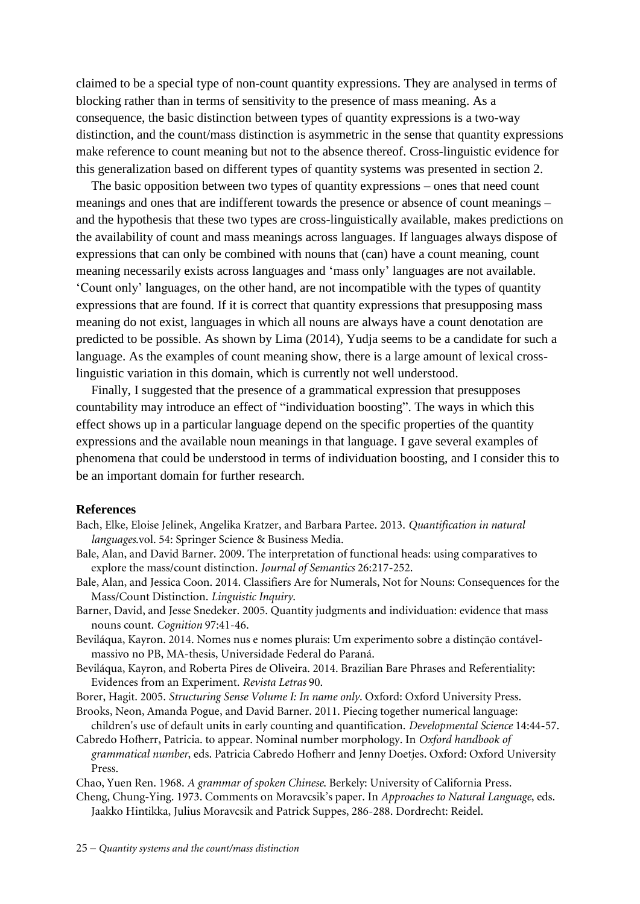claimed to be a special type of non-count quantity expressions. They are analysed in terms of blocking rather than in terms of sensitivity to the presence of mass meaning. As a consequence, the basic distinction between types of quantity expressions is a two-way distinction, and the count/mass distinction is asymmetric in the sense that quantity expressions make reference to count meaning but not to the absence thereof. Cross-linguistic evidence for this generalization based on different types of quantity systems was presented in section 2.

The basic opposition between two types of quantity expressions – ones that need count meanings and ones that are indifferent towards the presence or absence of count meanings – and the hypothesis that these two types are cross-linguistically available, makes predictions on the availability of count and mass meanings across languages. If languages always dispose of expressions that can only be combined with nouns that (can) have a count meaning, count meaning necessarily exists across languages and 'mass only' languages are not available. 'Count only' languages, on the other hand, are not incompatible with the types of quantity expressions that are found. If it is correct that quantity expressions that presupposing mass meaning do not exist, languages in which all nouns are always have a count denotation are predicted to be possible. As shown by Lima (2014), Yudja seems to be a candidate for such a language. As the examples of count meaning show, there is a large amount of lexical cross-linguistic variation in this domain, which is currently not well understood.

Finally, I suggested that the presence of a grammatical expression that presupposes countability may introduce an effect of "individuation boosting". The ways in which this effect shows up in a particular language depend on the specific properties of the quantity expressions and the available noun meanings in that language. I gave several examples of phenomena that could be understood in terms of individuation boosting, and I consider this to be an important domain for further research.

**References**

Bach, Elke, Eloise Jelinek, Angelika Kratzer, and Barbara Partee. 2013. *Quantification in natural languages*.vol. 54: Springer Science & Business Media.

Bale, Alan, and David Barner. 2009. The interpretation of functional heads: using comparatives to explore the mass/count distinction. *Journal of Semantics* 26:217-252.

Bale, Alan, and Jessica Coon. 2014. Classifiers Are for Numerals, Not for Nouns: Consequences for the Mass/Count Distinction. *Linguistic Inquiry*.

Barner, David, and Jesse Snedeker. 2005. Quantity judgments and individuation: evidence that mass nouns count. *Cognition* 97:41-46.

Beviláqua, Kayron. 2014. Nomes nus e nomes plurais: Um experimento sobre a distinção contável-massivo no PB, MA-thesis, Universidade Federal do Paraná.

Beviláqua, Kayron, and Roberta Pires de Oliveira. 2014. Brazilian Bare Phrases and Referentiality: Evidences from an Experiment. *Revista Letras* 90.

Borer, Hagit. 2005. *Structuring Sense Volume I: In name only*. Oxford: Oxford University Press.

Brooks, Neon, Amanda Pogue, and David Barner. 2011. Piecing together numerical language: children's use of default units in early counting and quantification. *Developmental Science* 14:44-57.

Cabredo Hofherr, Patricia. to appear. Nominal number morphology. In *Oxford handbook of grammatical number*, eds. Patricia Cabredo Hofherr and Jenny Doetjes. Oxford: Oxford University Press.

Chao, Yuen Ren. 1968. *A grammar of spoken Chinese*. Berkely: University of California Press.

Cheng, Chung-Ying. 1973. Comments on Moravcsik's paper. In *Approaches to Natural Language*, eds. Jaakko Hintikka, Julius Moravcsik and Patrick Suppes, 286-288. Dordrecht: Reidel.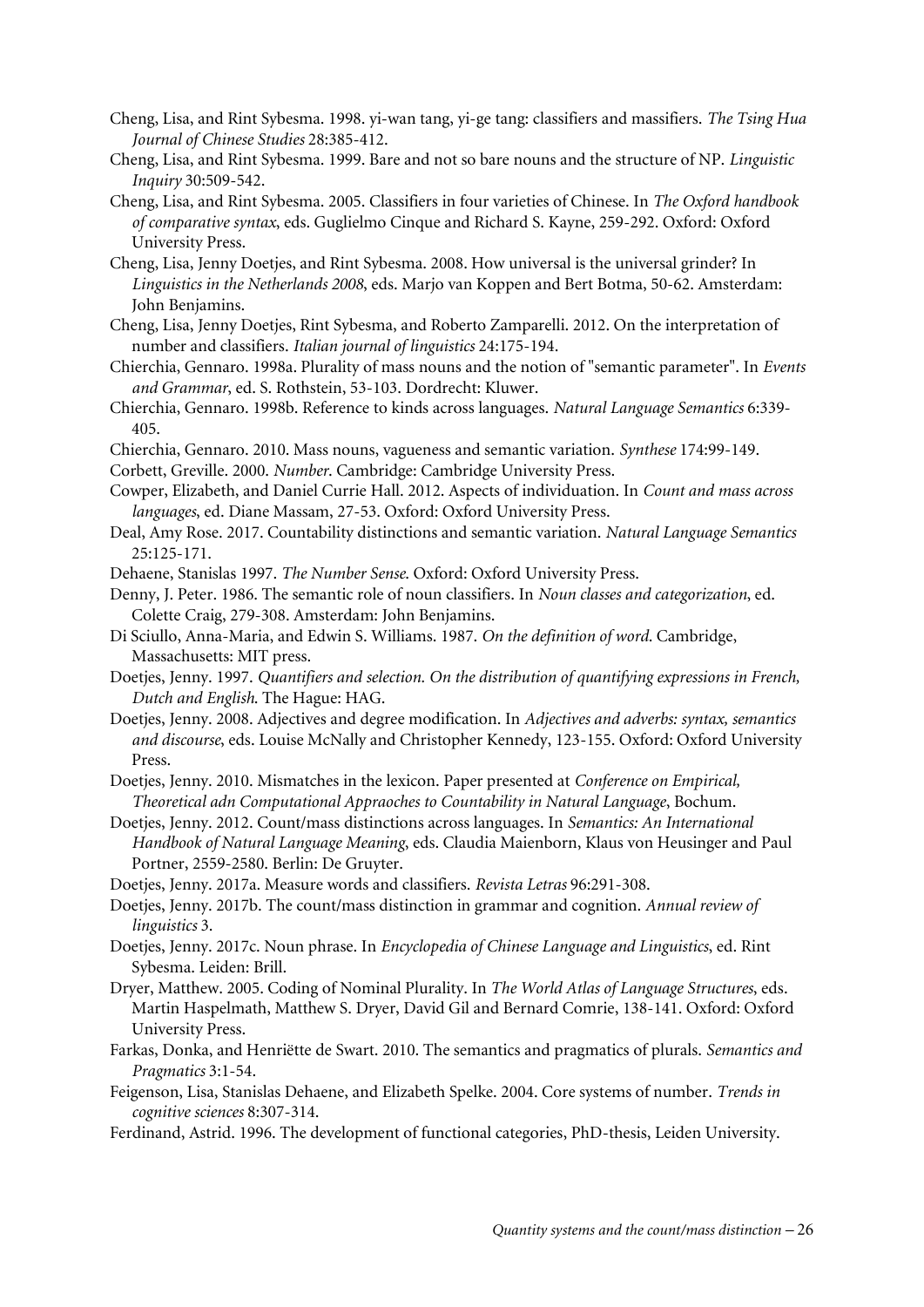Cheng, Lisa, and Rint Sybesma. 1998. yi-wan tang, yi-ge tang: classifiers and massifiers. *The Tsing Hua Journal of Chinese Studies* 28:385-412.

Cheng, Lisa, and Rint Sybesma. 1999. Bare and not so bare nouns and the structure of NP. *Linguistic Inquiry* 30:509-542.

Cheng, Lisa, and Rint Sybesma. 2005. Classifiers in four varieties of Chinese. In *The Oxford handbook of comparative syntax*, eds. Guglielmo Cinque and Richard S. Kayne, 259-292. Oxford: Oxford University Press.

Cheng, Lisa, Jenny Doetjes, and Rint Sybesma. 2008. How universal is the universal grinder? In *Linguistics in the Netherlands 2008*, eds. Marjo van Koppen and Bert Botma, 50-62. Amsterdam: John Benjamins.

Cheng, Lisa, Jenny Doetjes, Rint Sybesma, and Roberto Zamparelli. 2012. On the interpretation of number and classifiers. *Italian journal of linguistics* 24:175-194.

Chierchia, Gennaro. 1998a. Plurality of mass nouns and the notion of "semantic parameter". In *Events and Grammar*, ed. S. Rothstein, 53-103. Dordrecht: Kluwer.

Chierchia, Gennaro. 1998b. Reference to kinds across languages. *Natural Language Semantics* 6:339-405.

Chierchia, Gennaro. 2010. Mass nouns, vagueness and semantic variation. *Synthese* 174:99-149.

Corbett, Greville. 2000. *Number*. Cambridge: Cambridge University Press.

Cowper, Elizabeth, and Daniel Currie Hall. 2012. Aspects of individuation. In *Count and mass across languages*, ed. Diane Massam, 27-53. Oxford: Oxford University Press.

Deal, Amy Rose. 2017. Countability distinctions and semantic variation. *Natural Language Semantics* 25:125-171.

Dehaene, Stanislas 1997. *The Number Sense*. Oxford: Oxford University Press.

Denny, J. Peter. 1986. The semantic role of noun classifiers. In *Noun classes and categorization*, ed. Colette Craig, 279-308. Amsterdam: John Benjamins.

Di Sciullo, Anna-Maria, and Edwin S. Williams. 1987. *On the definition of word*. Cambridge, Massachusetts: MIT press.

Doetjes, Jenny. 1997. *Quantifiers and selection. On the distribution of quantifying expressions in French, Dutch and English*. The Hague: HAG.

Doetjes, Jenny. 2008. Adjectives and degree modification. In *Adjectives and adverbs: syntax, semantics and discourse*, eds. Louise McNally and Christopher Kennedy, 123-155. Oxford: Oxford University Press.

Doetjes, Jenny. 2010. Mismatches in the lexicon. Paper presented at *Conference on Empirical, Theoretical adn Computational Appraoches to Countability in Natural Language*, Bochum.

Doetjes, Jenny. 2012. Count/mass distinctions across languages. In *Semantics: An International Handbook of Natural Language Meaning*, eds. Claudia Maienborn, Klaus von Heusinger and Paul Portner, 2559-2580. Berlin: De Gruyter.

Doetjes, Jenny. 2017a. Measure words and classifiers. *Revista Letras* 96:291-308.

Doetjes, Jenny. 2017b. The count/mass distinction in grammar and cognition. *Annual review of linguistics* 3.

Doetjes, Jenny. 2017c. Noun phrase. In *Encyclopedia of Chinese Language and Linguistics*, ed. Rint Sybesma. Leiden: Brill.

Dryer, Matthew. 2005. Coding of Nominal Plurality. In *The World Atlas of Language Structures*, eds. Martin Haspelmath, Matthew S. Dryer, David Gil and Bernard Comrie, 138-141. Oxford: Oxford University Press.

Farkas, Donka, and Henriëtte de Swart. 2010. The semantics and pragmatics of plurals. *Semantics and Pragmatics* 3:1-54.

Feigenson, Lisa, Stanislas Dehaene, and Elizabeth Spelke. 2004. Core systems of number. *Trends in cognitive sciences* 8:307-314.

Ferdinand, Astrid. 1996. The development of functional categories, PhD-thesis, Leiden University.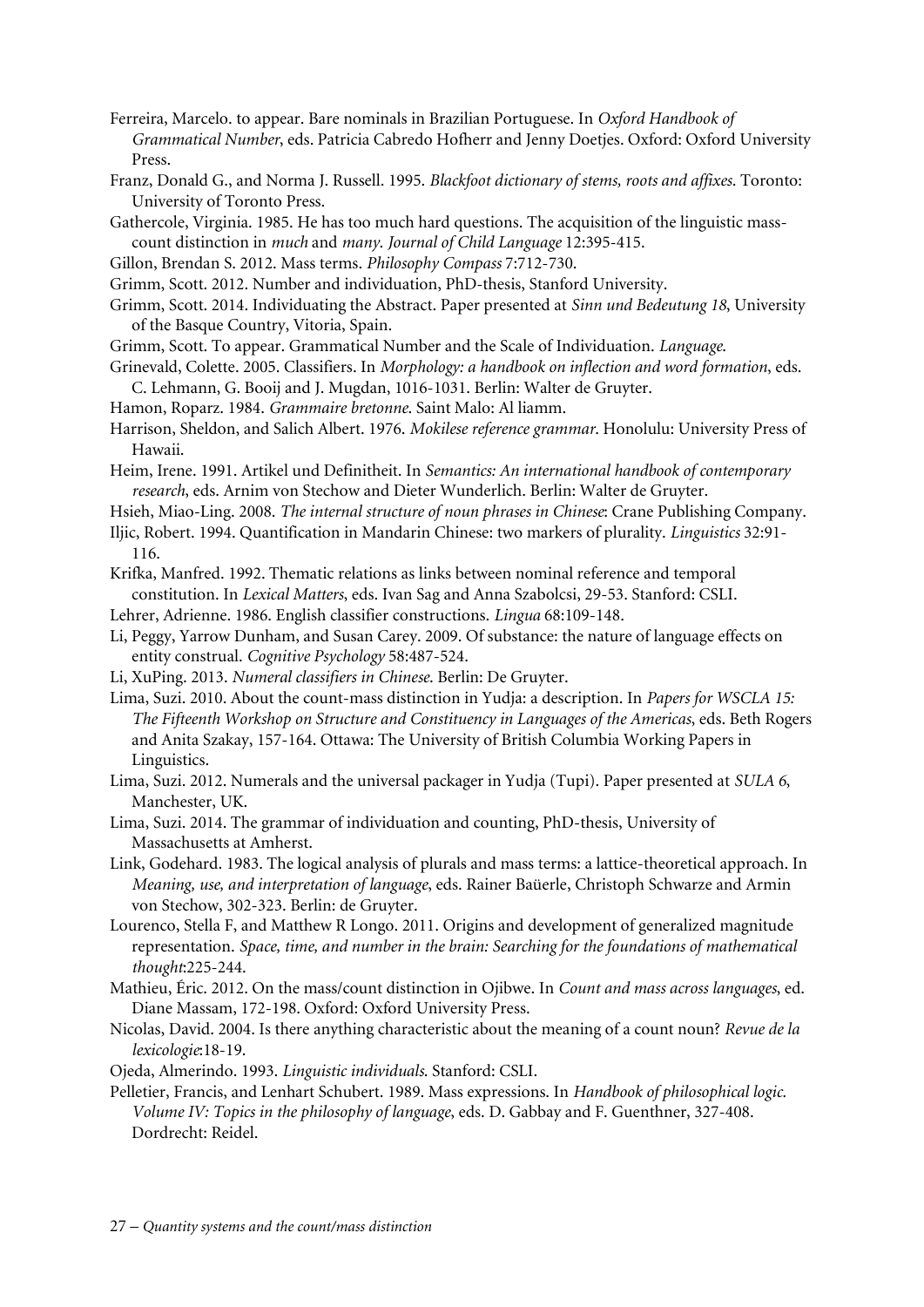Ferreira, Marcelo. to appear. Bare nominals in Brazilian Portuguese. In *Oxford Handbook of Grammatical Number*, eds. Patricia Cabredo Hofherr and Jenny Doetjes. Oxford: Oxford University Press.

Franz, Donald G., and Norma J. Russell. 1995. *Blackfoot dictionary of stems, roots and affixes*. Toronto: University of Toronto Press.

Gathercole, Virginia. 1985. He has too much hard questions. The acquisition of the linguistic mass-count distinction in *much* and *many*. *Journal of Child Language* 12:395-415.

Gillon, Brendan S. 2012. Mass terms. *Philosophy Compass* 7:712-730.

Grimm, Scott. 2012. Number and individuation, PhD-thesis, Stanford University.

Grimm, Scott. 2014. Individuating the Abstract. Paper presented at *Sinn und Bedeutung 18*, University of the Basque Country, Vitoria, Spain.

Grimm, Scott. To appear. Grammatical Number and the Scale of Individuation. *Language*.

Grinevald, Colette. 2005. Classifiers. In *Morphology: a handbook on inflection and word formation*, eds. C. Lehmann, G. Booij and J. Mugdan, 1016-1031. Berlin: Walter de Gruyter.

Hamon, Roparz. 1984. *Grammaire bretonne*. Saint Malo: Al liamm.

Harrison, Sheldon, and Salich Albert. 1976. *Mokilese reference grammar*. Honolulu: University Press of Hawaii.

Heim, Irene. 1991. Artikel und Definitheit. In *Semantics: An international handbook of contemporary research*, eds. Arnim von Stechow and Dieter Wunderlich. Berlin: Walter de Gruyter.

Hsieh, Miao-Ling. 2008. *The internal structure of noun phrases in Chinese*: Crane Publishing Company.

Iljic, Robert. 1994. Quantification in Mandarin Chinese: two markers of plurality. *Linguistics* 32:91-116.

Krifka, Manfred. 1992. Thematic relations as links between nominal reference and temporal constitution. In *Lexical Matters*, eds. Ivan Sag and Anna Szabolcsi, 29-53. Stanford: CSLI.

Lehrer, Adrienne. 1986. English classifier constructions. *Lingua* 68:109-148.

Li, Peggy, Yarrow Dunham, and Susan Carey. 2009. Of substance: the nature of language effects on entity construal. *Cognitive Psychology* 58:487-524.

Li, XuPing. 2013. *Numeral classifiers in Chinese*. Berlin: De Gruyter.

Lima, Suzi. 2010. About the count-mass distinction in Yudja: a description. In *Papers for WSCLA 15: The Fifteenth Workshop on Structure and Constituency in Languages of the Americas*, eds. Beth Rogers and Anita Szakay, 157-164. Ottawa: The University of British Columbia Working Papers in Linguistics.

Lima, Suzi. 2012. Numerals and the universal packager in Yudja (Tupi). Paper presented at *SULA 6*, Manchester, UK.

Lima, Suzi. 2014. The grammar of individuation and counting, PhD-thesis, University of Massachusetts at Amherst.

Link, Godehard. 1983. The logical analysis of plurals and mass terms: a lattice-theoretical approach. In *Meaning, use, and interpretation of language*, eds. Rainer Baüerle, Christoph Schwarze and Armin von Stechow, 302-323. Berlin: de Gruyter.

Lourenco, Stella F, and Matthew R Longo. 2011. Origins and development of generalized magnitude representation. *Space, time, and number in the brain: Searching for the foundations of mathematical thought*:225-244.

Mathieu, Éric. 2012. On the mass/count distinction in Ojibwe. In *Count and mass across languages*, ed. Diane Massam, 172-198. Oxford: Oxford University Press.

Nicolas, David. 2004. Is there anything characteristic about the meaning of a count noun? *Revue de la lexicologie*:18-19.

Ojeda, Almerindo. 1993. *Linguistic individuals*. Stanford: CSLI.

Pelletier, Francis, and Lenhart Schubert. 1989. Mass expressions. In *Handbook of philosophical logic. Volume IV: Topics in the philosophy of language*, eds. D. Gabbay and F. Guenthner, 327-408. Dordrecht: Reidel.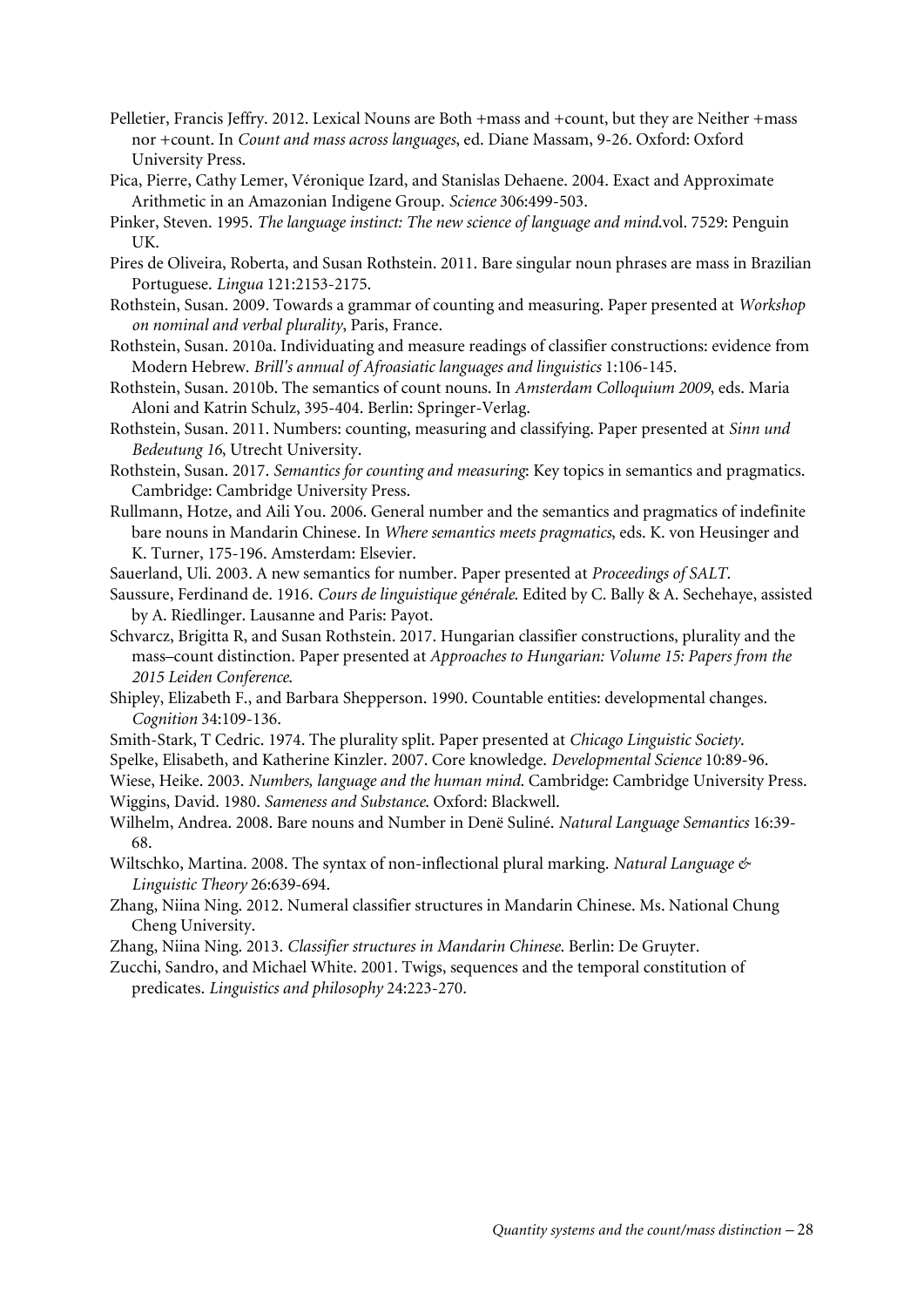Pelletier, Francis Jeffry. 2012. Lexical Nouns are Both +mass and +count, but they are Neither +mass nor +count. In *Count and mass across languages*, ed. Diane Massam, 9-26. Oxford: Oxford University Press.

Pica, Pierre, Cathy Lemer, Véronique Izard, and Stanislas Dehaene. 2004. Exact and Approximate Arithmetic in an Amazonian Indigene Group. *Science* 306:499-503.

Pinker, Steven. 1995. *The language instinct: The new science of language and mind*.vol. 7529: Penguin UK.

Pires de Oliveira, Roberta, and Susan Rothstein. 2011. Bare singular noun phrases are mass in Brazilian Portuguese. *Lingua* 121:2153-2175.

Rothstein, Susan. 2009. Towards a grammar of counting and measuring. Paper presented at *Workshop on nominal and verbal plurality*, Paris, France.

Rothstein, Susan. 2010a. Individuating and measure readings of classifier constructions: evidence from Modern Hebrew. *Brill's annual of Afroasiatic languages and linguistics* 1:106-145.

Rothstein, Susan. 2010b. The semantics of count nouns. In *Amsterdam Colloquium 2009*, eds. Maria Aloni and Katrin Schulz, 395-404. Berlin: Springer-Verlag.

Rothstein, Susan. 2011. Numbers: counting, measuring and classifying. Paper presented at *Sinn und Bedeutung 16*, Utrecht University.

Rothstein, Susan. 2017. *Semantics for counting and measuring*: Key topics in semantics and pragmatics. Cambridge: Cambridge University Press.

Rullmann, Hotze, and Aili You. 2006. General number and the semantics and pragmatics of indefinite bare nouns in Mandarin Chinese. In *Where semantics meets pragmatics*, eds. K. von Heusinger and K. Turner, 175-196. Amsterdam: Elsevier.

Sauerland, Uli. 2003. A new semantics for number. Paper presented at *Proceedings of SALT*.

Saussure, Ferdinand de. 1916. *Cours de linguistique générale*. Edited by C. Bally & A. Sechehaye, assisted by A. Riedlinger. Lausanne and Paris: Payot.

Schvarcz, Brigitta R, and Susan Rothstein. 2017. Hungarian classifier constructions, plurality and the mass–count distinction. Paper presented at *Approaches to Hungarian: Volume 15: Papers from the 2015 Leiden Conference*.

Shipley, Elizabeth F., and Barbara Shepperson. 1990. Countable entities: developmental changes. *Cognition* 34:109-136.

Smith-Stark, T Cedric. 1974. The plurality split. Paper presented at *Chicago Linguistic Society*.

Spelke, Elisabeth, and Katherine Kinzler. 2007. Core knowledge. *Developmental Science* 10:89-96.

Wiese, Heike. 2003. *Numbers, language and the human mind*. Cambridge: Cambridge University Press.

Wiggins, David. 1980. *Sameness and Substance*. Oxford: Blackwell.

Wilhelm, Andrea. 2008. Bare nouns and Number in Denë Suliné. *Natural Language Semantics* 16:39-68.

Wiltschko, Martina. 2008. The syntax of non-inflectional plural marking. *Natural Language & Linguistic Theory* 26:639-694.

Zhang, Niina Ning. 2012. Numeral classifier structures in Mandarin Chinese. Ms. National Chung Cheng University.

Zhang, Niina Ning. 2013. *Classifier structures in Mandarin Chinese*. Berlin: De Gruyter.

Zucchi, Sandro, and Michael White. 2001. Twigs, sequences and the temporal constitution of predicates. *Linguistics and philosophy* 24:223-270.